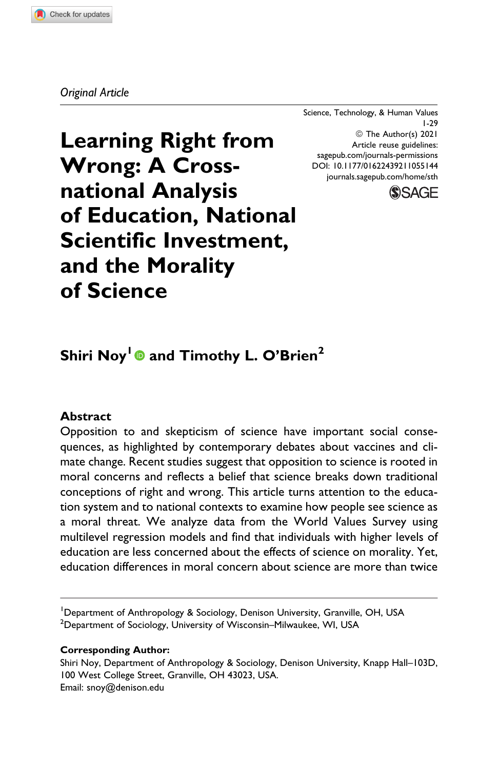*Original Article*

Science, Technology, & Human Values
© The Author(s) 2021
Article reuse guidelines:
sagepub.com/journals-permissions
DOI: 10.1177/01622439211055144
journals.sagepub.com/home/sth

# Learning Right from Wrong: A Cross-national Analysis of Education, National Scientific Investment, and the Morality of Science

**Shiri Noy[1] and Timothy L. O'Brien[2]**

## Abstract

Opposition to and skepticism of science have important social consequences, as highlighted by contemporary debates about vaccines and climate change. Recent studies suggest that opposition to science is rooted in moral concerns and reflects a belief that science breaks down traditional conceptions of right and wrong. This article turns attention to the education system and to national contexts to examine how people see science as a moral threat. We analyze data from the World Values Survey using multilevel regression models and find that individuals with higher levels of education are less concerned about the effects of science on morality. Yet, education differences in moral concern about science are more than twice

---

[1]Department of Anthropology & Sociology, Denison University, Granville, OH, USA
[2]Department of Sociology, University of Wisconsin–Milwaukee, WI, USA

**Corresponding Author:**
Shiri Noy, Department of Anthropology & Sociology, Denison University, Knapp Hall–103D, 100 West College Street, Granville, OH 43023, USA.
Email: snoy@denison.edu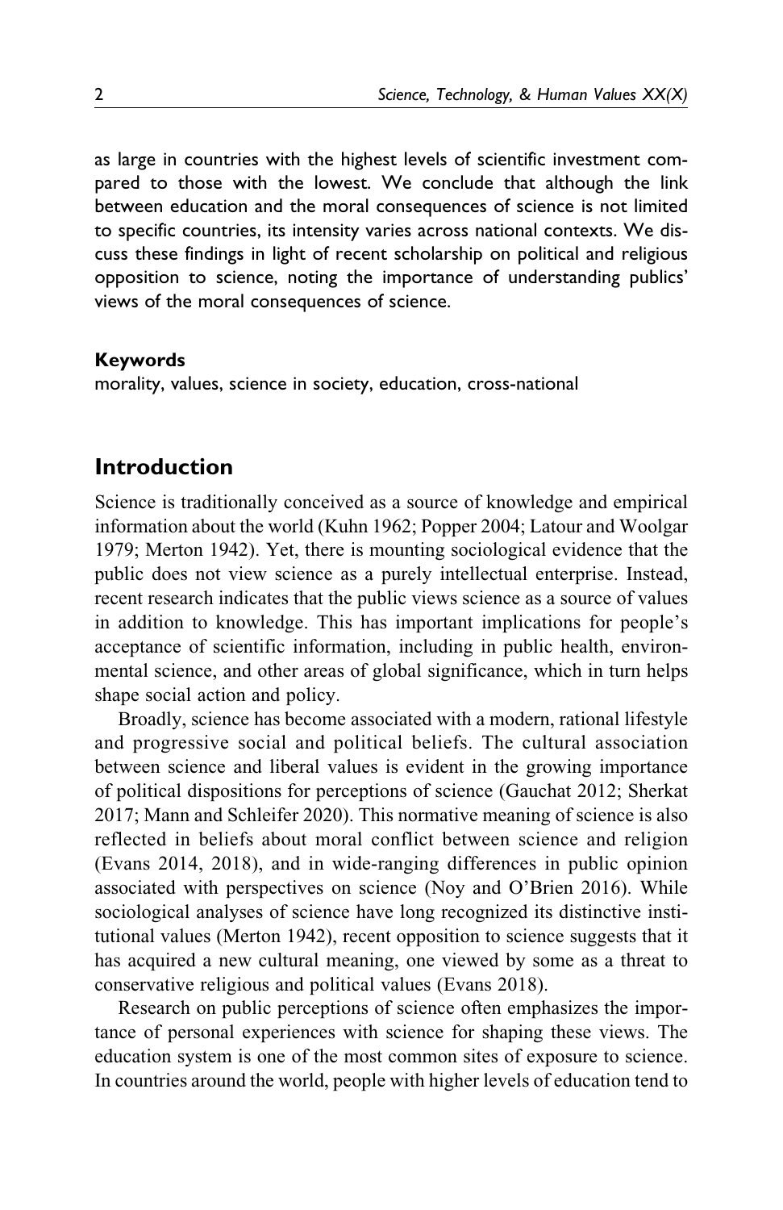as large in countries with the highest levels of scientific investment compared to those with the lowest. We conclude that although the link between education and the moral consequences of science is not limited to specific countries, its intensity varies across national contexts. We discuss these findings in light of recent scholarship on political and religious opposition to science, noting the importance of understanding publics' views of the moral consequences of science.

**Keywords**

morality, values, science in society, education, cross-national

## Introduction

Science is traditionally conceived as a source of knowledge and empirical information about the world (Kuhn 1962; Popper 2004; Latour and Woolgar 1979; Merton 1942). Yet, there is mounting sociological evidence that the public does not view science as a purely intellectual enterprise. Instead, recent research indicates that the public views science as a source of values in addition to knowledge. This has important implications for people's acceptance of scientific information, including in public health, environmental science, and other areas of global significance, which in turn helps shape social action and policy.

Broadly, science has become associated with a modern, rational lifestyle and progressive social and political beliefs. The cultural association between science and liberal values is evident in the growing importance of political dispositions for perceptions of science (Gauchat 2012; Sherkat 2017; Mann and Schleifer 2020). This normative meaning of science is also reflected in beliefs about moral conflict between science and religion (Evans 2014, 2018), and in wide-ranging differences in public opinion associated with perspectives on science (Noy and O'Brien 2016). While sociological analyses of science have long recognized its distinctive institutional values (Merton 1942), recent opposition to science suggests that it has acquired a new cultural meaning, one viewed by some as a threat to conservative religious and political values (Evans 2018).

Research on public perceptions of science often emphasizes the importance of personal experiences with science for shaping these views. The education system is one of the most common sites of exposure to science. In countries around the world, people with higher levels of education tend to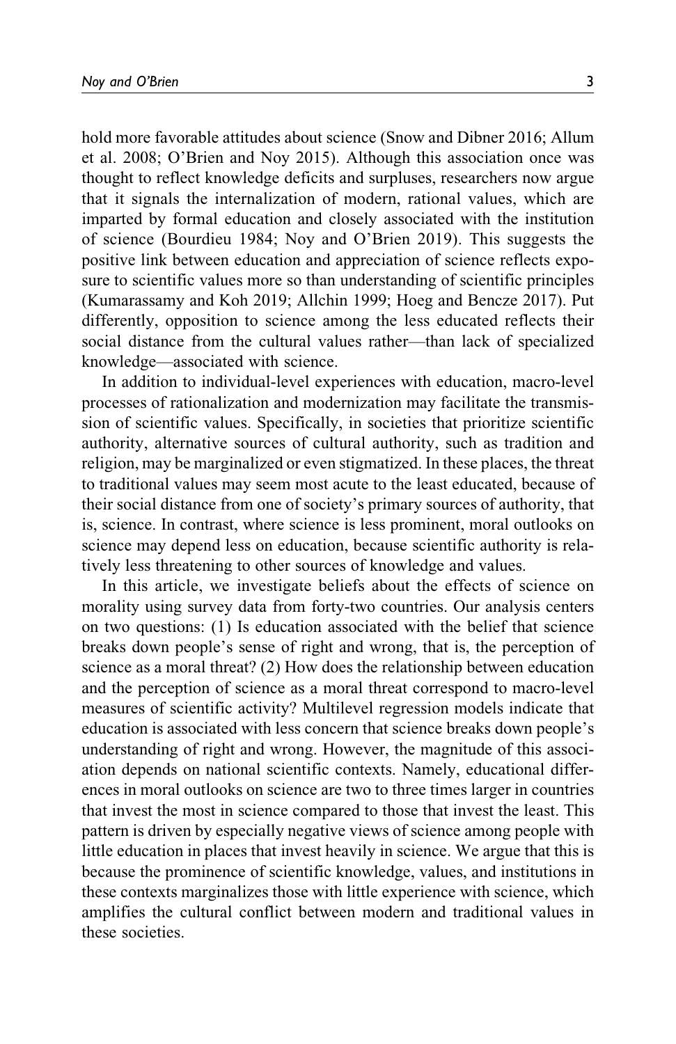hold more favorable attitudes about science (Snow and Dibner 2016; Allum et al. 2008; O'Brien and Noy 2015). Although this association once was thought to reflect knowledge deficits and surpluses, researchers now argue that it signals the internalization of modern, rational values, which are imparted by formal education and closely associated with the institution of science (Bourdieu 1984; Noy and O'Brien 2019). This suggests the positive link between education and appreciation of science reflects exposure to scientific values more so than understanding of scientific principles (Kumarassamy and Koh 2019; Allchin 1999; Hoeg and Bencze 2017). Put differently, opposition to science among the less educated reflects their social distance from the cultural values rather—than lack of specialized knowledge—associated with science.

In addition to individual-level experiences with education, macro-level processes of rationalization and modernization may facilitate the transmission of scientific values. Specifically, in societies that prioritize scientific authority, alternative sources of cultural authority, such as tradition and religion, may be marginalized or even stigmatized. In these places, the threat to traditional values may seem most acute to the least educated, because of their social distance from one of society's primary sources of authority, that is, science. In contrast, where science is less prominent, moral outlooks on science may depend less on education, because scientific authority is relatively less threatening to other sources of knowledge and values.

In this article, we investigate beliefs about the effects of science on morality using survey data from forty-two countries. Our analysis centers on two questions: (1) Is education associated with the belief that science breaks down people's sense of right and wrong, that is, the perception of science as a moral threat? (2) How does the relationship between education and the perception of science as a moral threat correspond to macro-level measures of scientific activity? Multilevel regression models indicate that education is associated with less concern that science breaks down people's understanding of right and wrong. However, the magnitude of this association depends on national scientific contexts. Namely, educational differences in moral outlooks on science are two to three times larger in countries that invest the most in science compared to those that invest the least. This pattern is driven by especially negative views of science among people with little education in places that invest heavily in science. We argue that this is because the prominence of scientific knowledge, values, and institutions in these contexts marginalizes those with little experience with science, which amplifies the cultural conflict between modern and traditional values in these societies.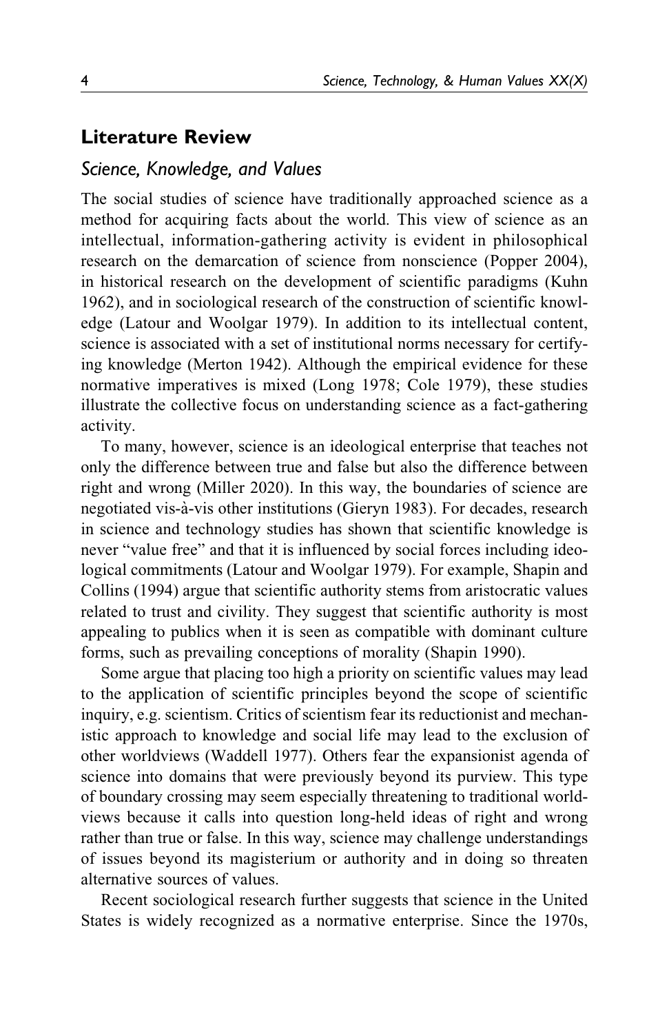## Literature Review

### *Science, Knowledge, and Values*

The social studies of science have traditionally approached science as a method for acquiring facts about the world. This view of science as an intellectual, information-gathering activity is evident in philosophical research on the demarcation of science from nonscience (Popper 2004), in historical research on the development of scientific paradigms (Kuhn 1962), and in sociological research of the construction of scientific knowledge (Latour and Woolgar 1979). In addition to its intellectual content, science is associated with a set of institutional norms necessary for certifying knowledge (Merton 1942). Although the empirical evidence for these normative imperatives is mixed (Long 1978; Cole 1979), these studies illustrate the collective focus on understanding science as a fact-gathering activity.

To many, however, science is an ideological enterprise that teaches not only the difference between true and false but also the difference between right and wrong (Miller 2020). In this way, the boundaries of science are negotiated vis-à-vis other institutions (Gieryn 1983). For decades, research in science and technology studies has shown that scientific knowledge is never "value free" and that it is influenced by social forces including ideological commitments (Latour and Woolgar 1979). For example, Shapin and Collins (1994) argue that scientific authority stems from aristocratic values related to trust and civility. They suggest that scientific authority is most appealing to publics when it is seen as compatible with dominant culture forms, such as prevailing conceptions of morality (Shapin 1990).

Some argue that placing too high a priority on scientific values may lead to the application of scientific principles beyond the scope of scientific inquiry, e.g. scientism. Critics of scientism fear its reductionist and mechanistic approach to knowledge and social life may lead to the exclusion of other worldviews (Waddell 1977). Others fear the expansionist agenda of science into domains that were previously beyond its purview. This type of boundary crossing may seem especially threatening to traditional worldviews because it calls into question long-held ideas of right and wrong rather than true or false. In this way, science may challenge understandings of issues beyond its magisterium or authority and in doing so threaten alternative sources of values.

Recent sociological research further suggests that science in the United States is widely recognized as a normative enterprise. Since the 1970s,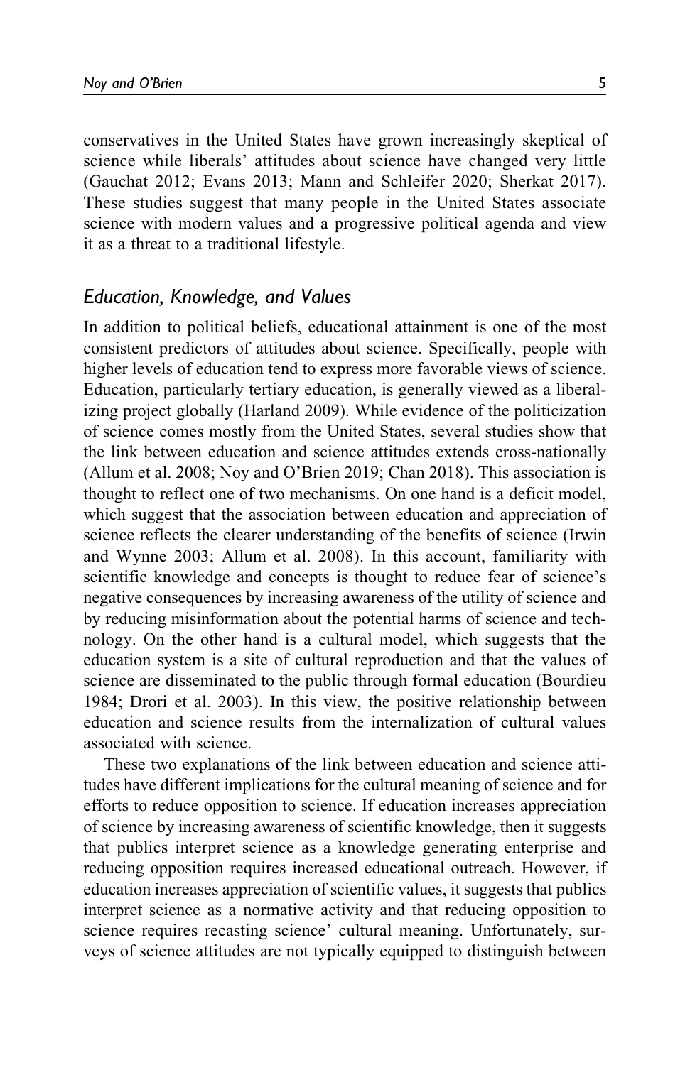conservatives in the United States have grown increasingly skeptical of science while liberals' attitudes about science have changed very little (Gauchat 2012; Evans 2013; Mann and Schleifer 2020; Sherkat 2017). These studies suggest that many people in the United States associate science with modern values and a progressive political agenda and view it as a threat to a traditional lifestyle.

## *Education, Knowledge, and Values*

In addition to political beliefs, educational attainment is one of the most consistent predictors of attitudes about science. Specifically, people with higher levels of education tend to express more favorable views of science. Education, particularly tertiary education, is generally viewed as a liberalizing project globally (Harland 2009). While evidence of the politicization of science comes mostly from the United States, several studies show that the link between education and science attitudes extends cross-nationally (Allum et al. 2008; Noy and O'Brien 2019; Chan 2018). This association is thought to reflect one of two mechanisms. On one hand is a deficit model, which suggest that the association between education and appreciation of science reflects the clearer understanding of the benefits of science (Irwin and Wynne 2003; Allum et al. 2008). In this account, familiarity with scientific knowledge and concepts is thought to reduce fear of science's negative consequences by increasing awareness of the utility of science and by reducing misinformation about the potential harms of science and technology. On the other hand is a cultural model, which suggests that the education system is a site of cultural reproduction and that the values of science are disseminated to the public through formal education (Bourdieu 1984; Drori et al. 2003). In this view, the positive relationship between education and science results from the internalization of cultural values associated with science.

These two explanations of the link between education and science attitudes have different implications for the cultural meaning of science and for efforts to reduce opposition to science. If education increases appreciation of science by increasing awareness of scientific knowledge, then it suggests that publics interpret science as a knowledge generating enterprise and reducing opposition requires increased educational outreach. However, if education increases appreciation of scientific values, it suggests that publics interpret science as a normative activity and that reducing opposition to science requires recasting science' cultural meaning. Unfortunately, surveys of science attitudes are not typically equipped to distinguish between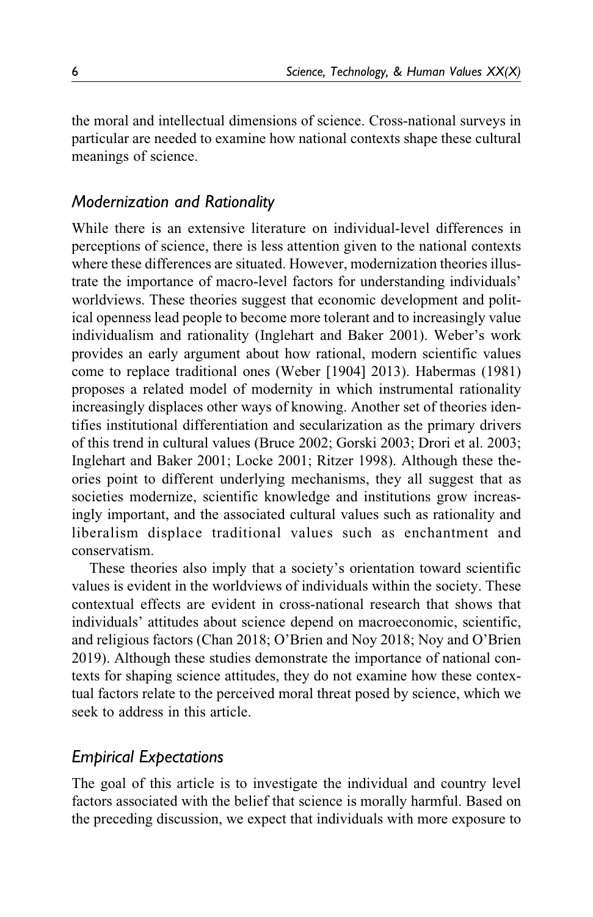the moral and intellectual dimensions of science. Cross-national surveys in particular are needed to examine how national contexts shape these cultural meanings of science.

### *Modernization and Rationality*

While there is an extensive literature on individual-level differences in perceptions of science, there is less attention given to the national contexts where these differences are situated. However, modernization theories illustrate the importance of macro-level factors for understanding individuals' worldviews. These theories suggest that economic development and political openness lead people to become more tolerant and to increasingly value individualism and rationality (Inglehart and Baker 2001). Weber's work provides an early argument about how rational, modern scientific values come to replace traditional ones (Weber [1904] 2013). Habermas (1981) proposes a related model of modernity in which instrumental rationality increasingly displaces other ways of knowing. Another set of theories identifies institutional differentiation and secularization as the primary drivers of this trend in cultural values (Bruce 2002; Gorski 2003; Drori et al. 2003; Inglehart and Baker 2001; Locke 2001; Ritzer 1998). Although these theories point to different underlying mechanisms, they all suggest that as societies modernize, scientific knowledge and institutions grow increasingly important, and the associated cultural values such as rationality and liberalism displace traditional values such as enchantment and conservatism.

These theories also imply that a society's orientation toward scientific values is evident in the worldviews of individuals within the society. These contextual effects are evident in cross-national research that shows that individuals' attitudes about science depend on macroeconomic, scientific, and religious factors (Chan 2018; O'Brien and Noy 2018; Noy and O'Brien 2019). Although these studies demonstrate the importance of national contexts for shaping science attitudes, they do not examine how these contextual factors relate to the perceived moral threat posed by science, which we seek to address in this article.

### *Empirical Expectations*

The goal of this article is to investigate the individual and country level factors associated with the belief that science is morally harmful. Based on the preceding discussion, we expect that individuals with more exposure to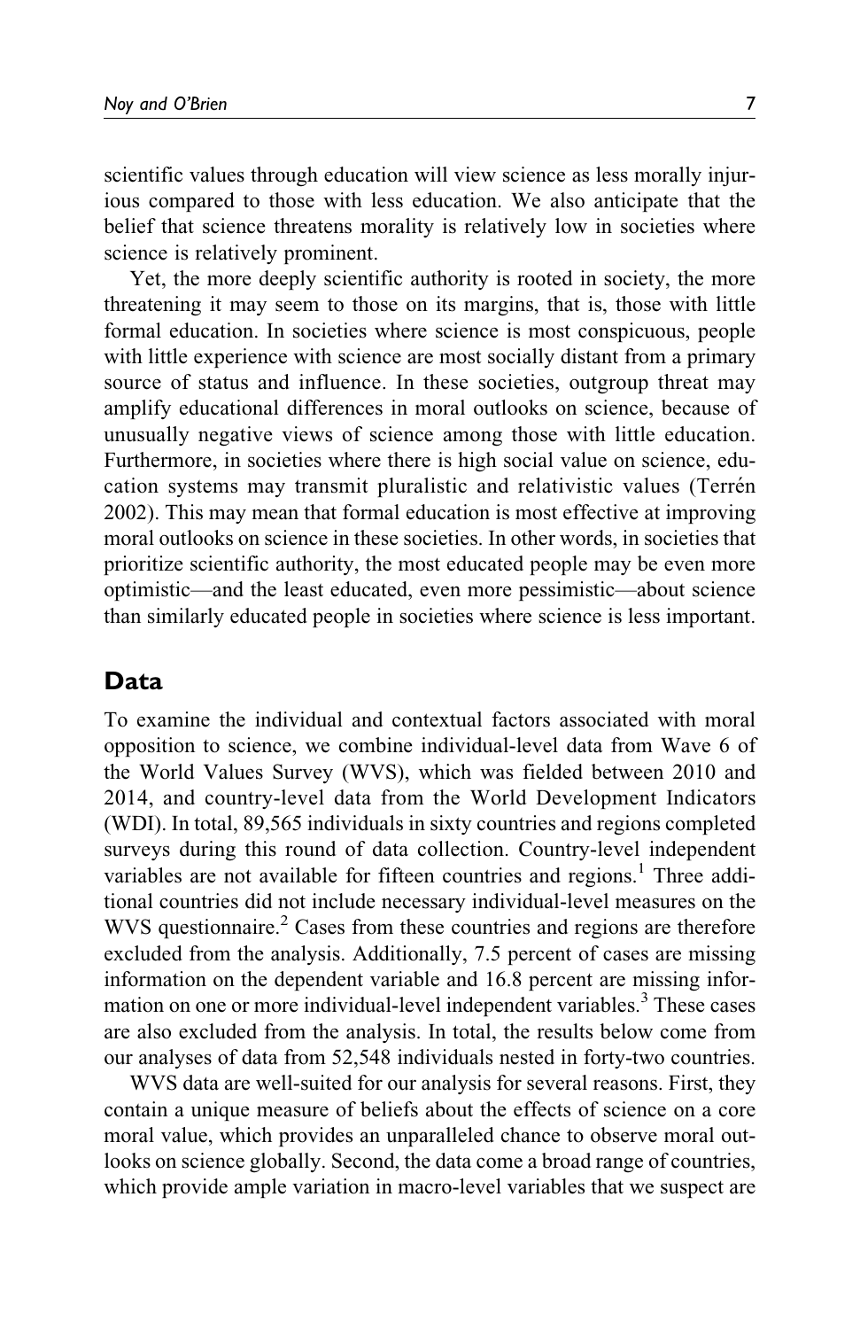scientific values through education will view science as less morally injurious compared to those with less education. We also anticipate that the belief that science threatens morality is relatively low in societies where science is relatively prominent.

Yet, the more deeply scientific authority is rooted in society, the more threatening it may seem to those on its margins, that is, those with little formal education. In societies where science is most conspicuous, people with little experience with science are most socially distant from a primary source of status and influence. In these societies, outgroup threat may amplify educational differences in moral outlooks on science, because of unusually negative views of science among those with little education. Furthermore, in societies where there is high social value on science, education systems may transmit pluralistic and relativistic values (Terrén 2002). This may mean that formal education is most effective at improving moral outlooks on science in these societies. In other words, in societies that prioritize scientific authority, the most educated people may be even more optimistic—and the least educated, even more pessimistic—about science than similarly educated people in societies where science is less important.

## Data

To examine the individual and contextual factors associated with moral opposition to science, we combine individual-level data from Wave 6 of the World Values Survey (WVS), which was fielded between 2010 and 2014, and country-level data from the World Development Indicators (WDI). In total, 89,565 individuals in sixty countries and regions completed surveys during this round of data collection. Country-level independent variables are not available for fifteen countries and regions.[1] Three additional countries did not include necessary individual-level measures on the WVS questionnaire.[2] Cases from these countries and regions are therefore excluded from the analysis. Additionally, 7.5 percent of cases are missing information on the dependent variable and 16.8 percent are missing information on one or more individual-level independent variables.[3] These cases are also excluded from the analysis. In total, the results below come from our analyses of data from 52,548 individuals nested in forty-two countries.

WVS data are well-suited for our analysis for several reasons. First, they contain a unique measure of beliefs about the effects of science on a core moral value, which provides an unparalleled chance to observe moral outlooks on science globally. Second, the data come a broad range of countries, which provide ample variation in macro-level variables that we suspect are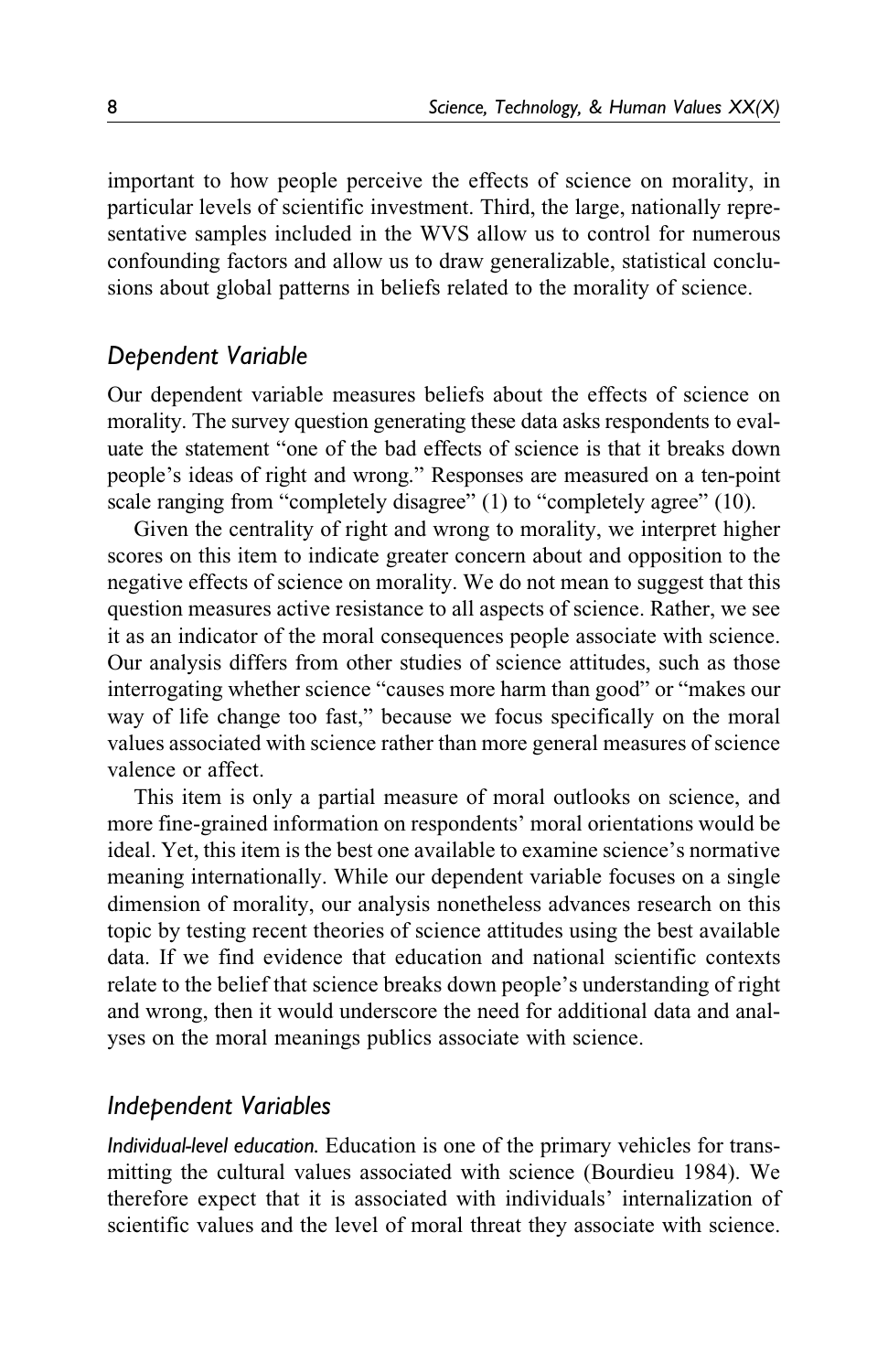important to how people perceive the effects of science on morality, in particular levels of scientific investment. Third, the large, nationally representative samples included in the WVS allow us to control for numerous confounding factors and allow us to draw generalizable, statistical conclusions about global patterns in beliefs related to the morality of science.

## *Dependent Variable*

Our dependent variable measures beliefs about the effects of science on morality. The survey question generating these data asks respondents to evaluate the statement "one of the bad effects of science is that it breaks down people's ideas of right and wrong." Responses are measured on a ten-point scale ranging from "completely disagree" (1) to "completely agree" (10).

Given the centrality of right and wrong to morality, we interpret higher scores on this item to indicate greater concern about and opposition to the negative effects of science on morality. We do not mean to suggest that this question measures active resistance to all aspects of science. Rather, we see it as an indicator of the moral consequences people associate with science. Our analysis differs from other studies of science attitudes, such as those interrogating whether science "causes more harm than good" or "makes our way of life change too fast," because we focus specifically on the moral values associated with science rather than more general measures of science valence or affect.

This item is only a partial measure of moral outlooks on science, and more fine-grained information on respondents' moral orientations would be ideal. Yet, this item is the best one available to examine science's normative meaning internationally. While our dependent variable focuses on a single dimension of morality, our analysis nonetheless advances research on this topic by testing recent theories of science attitudes using the best available data. If we find evidence that education and national scientific contexts relate to the belief that science breaks down people's understanding of right and wrong, then it would underscore the need for additional data and analyses on the moral meanings publics associate with science.

## *Independent Variables*

*Individual-level education.* Education is one of the primary vehicles for transmitting the cultural values associated with science (Bourdieu 1984). We therefore expect that it is associated with individuals' internalization of scientific values and the level of moral threat they associate with science.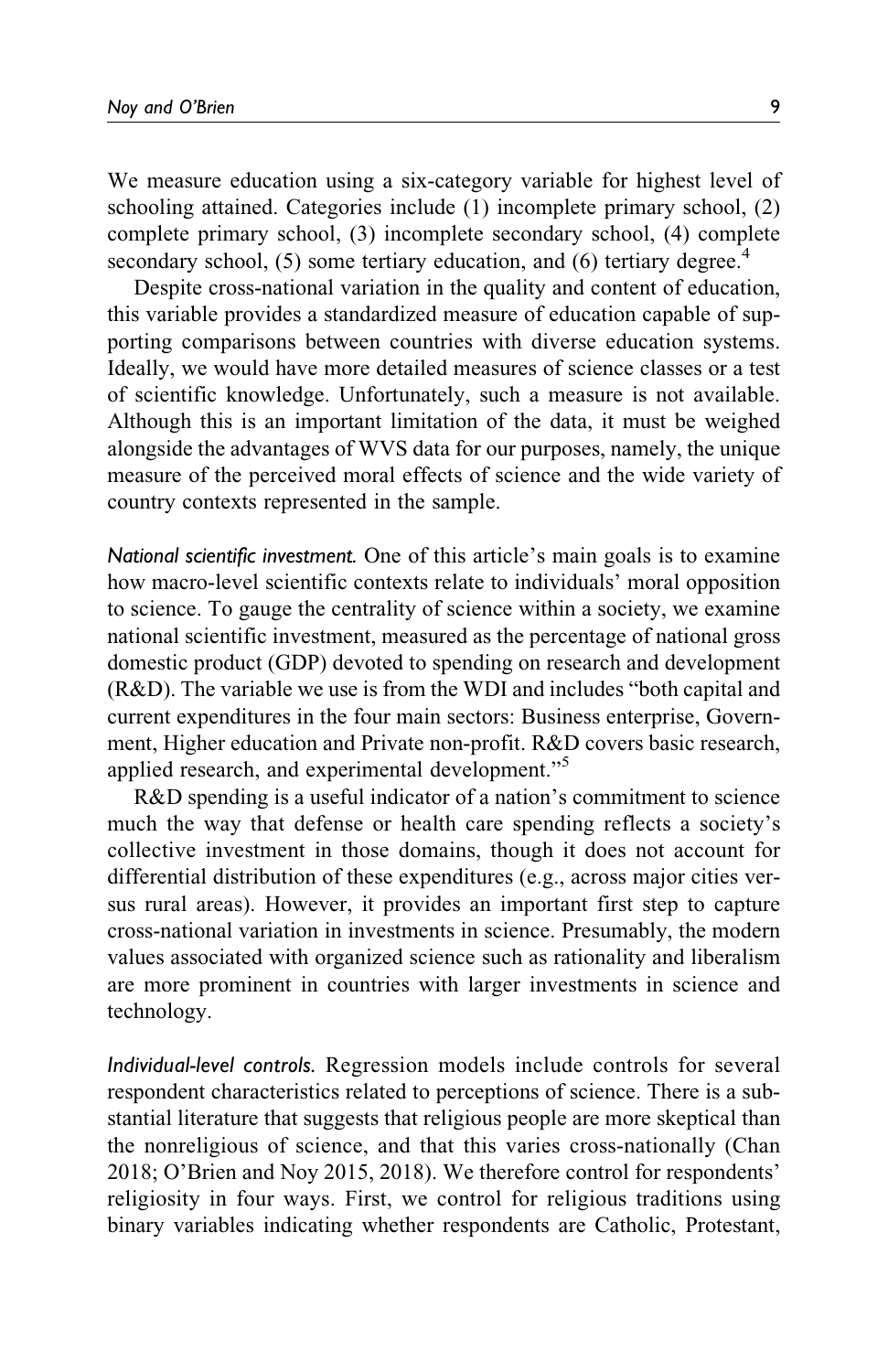We measure education using a six-category variable for highest level of schooling attained. Categories include (1) incomplete primary school, (2) complete primary school, (3) incomplete secondary school, (4) complete secondary school, (5) some tertiary education, and (6) tertiary degree.[4]

Despite cross-national variation in the quality and content of education, this variable provides a standardized measure of education capable of supporting comparisons between countries with diverse education systems. Ideally, we would have more detailed measures of science classes or a test of scientific knowledge. Unfortunately, such a measure is not available. Although this is an important limitation of the data, it must be weighed alongside the advantages of WVS data for our purposes, namely, the unique measure of the perceived moral effects of science and the wide variety of country contexts represented in the sample.

*National scientific investment.* One of this article's main goals is to examine how macro-level scientific contexts relate to individuals' moral opposition to science. To gauge the centrality of science within a society, we examine national scientific investment, measured as the percentage of national gross domestic product (GDP) devoted to spending on research and development (R&D). The variable we use is from the WDI and includes "both capital and current expenditures in the four main sectors: Business enterprise, Government, Higher education and Private non-profit. R&D covers basic research, applied research, and experimental development."[5]

R&D spending is a useful indicator of a nation's commitment to science much the way that defense or health care spending reflects a society's collective investment in those domains, though it does not account for differential distribution of these expenditures (e.g., across major cities versus rural areas). However, it provides an important first step to capture cross-national variation in investments in science. Presumably, the modern values associated with organized science such as rationality and liberalism are more prominent in countries with larger investments in science and technology.

*Individual-level controls.* Regression models include controls for several respondent characteristics related to perceptions of science. There is a substantial literature that suggests that religious people are more skeptical than the nonreligious of science, and that this varies cross-nationally (Chan 2018; O'Brien and Noy 2015, 2018). We therefore control for respondents' religiosity in four ways. First, we control for religious traditions using binary variables indicating whether respondents are Catholic, Protestant,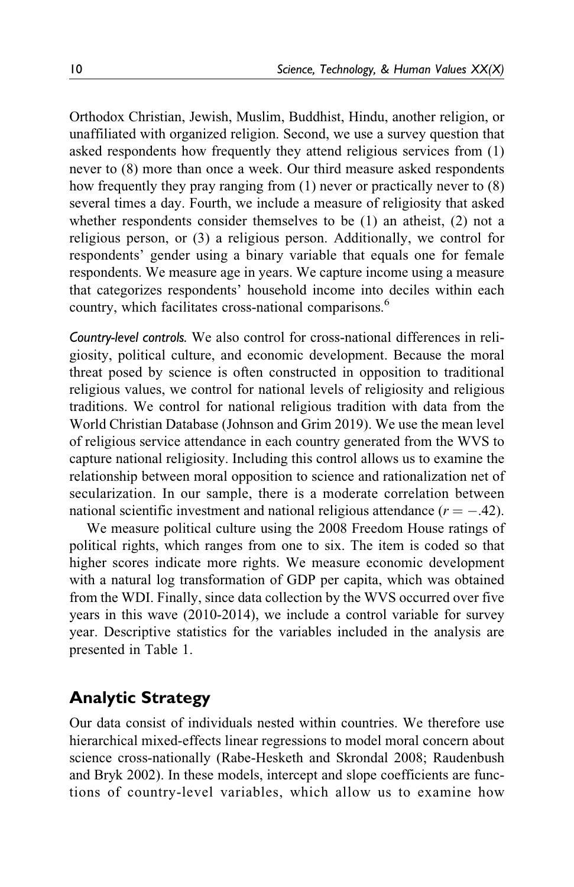Orthodox Christian, Jewish, Muslim, Buddhist, Hindu, another religion, or unaffiliated with organized religion. Second, we use a survey question that asked respondents how frequently they attend religious services from (1) never to (8) more than once a week. Our third measure asked respondents how frequently they pray ranging from (1) never or practically never to (8) several times a day. Fourth, we include a measure of religiosity that asked whether respondents consider themselves to be (1) an atheist, (2) not a religious person, or (3) a religious person. Additionally, we control for respondents' gender using a binary variable that equals one for female respondents. We measure age in years. We capture income using a measure that categorizes respondents' household income into deciles within each country, which facilitates cross-national comparisons.[6]

*Country-level controls.* We also control for cross-national differences in religiosity, political culture, and economic development. Because the moral threat posed by science is often constructed in opposition to traditional religious values, we control for national levels of religiosity and religious traditions. We control for national religious tradition with data from the World Christian Database (Johnson and Grim 2019). We use the mean level of religious service attendance in each country generated from the WVS to capture national religiosity. Including this control allows us to examine the relationship between moral opposition to science and rationalization net of secularization. In our sample, there is a moderate correlation between national scientific investment and national religious attendance ($r = -.42$).

We measure political culture using the 2008 Freedom House ratings of political rights, which ranges from one to six. The item is coded so that higher scores indicate more rights. We measure economic development with a natural log transformation of GDP per capita, which was obtained from the WDI. Finally, since data collection by the WVS occurred over five years in this wave (2010-2014), we include a control variable for survey year. Descriptive statistics for the variables included in the analysis are presented in Table 1.

## Analytic Strategy

Our data consist of individuals nested within countries. We therefore use hierarchical mixed-effects linear regressions to model moral concern about science cross-nationally (Rabe-Hesketh and Skrondal 2008; Raudenbush and Bryk 2002). In these models, intercept and slope coefficients are functions of country-level variables, which allow us to examine how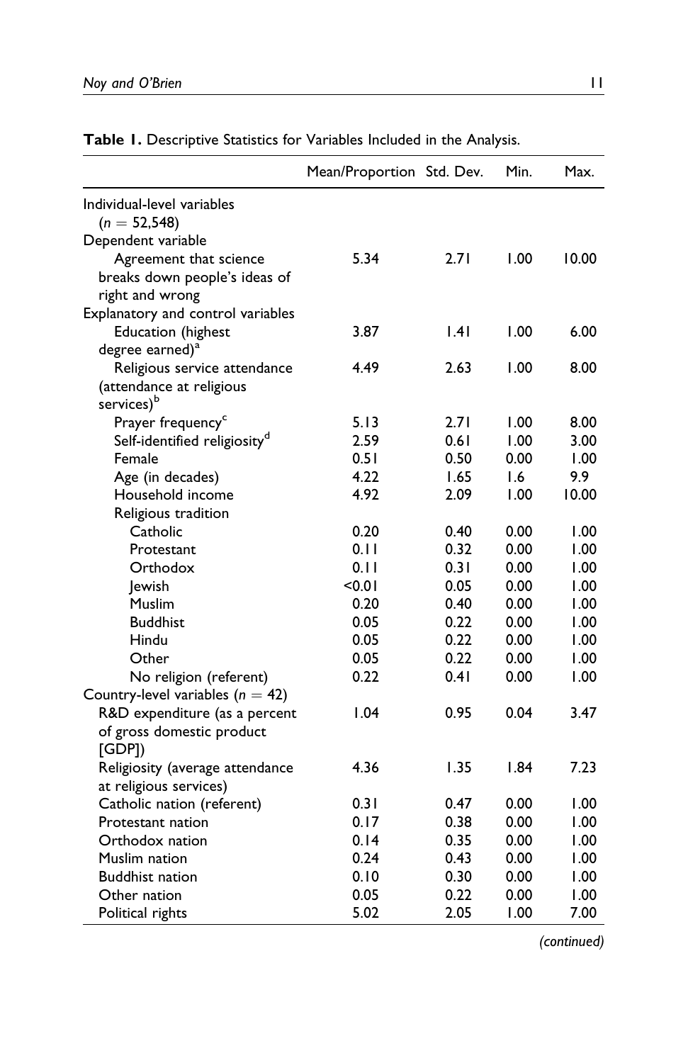**Table 1.** Descriptive Statistics for Variables Included in the Analysis.

| | Mean/Proportion | Std. Dev. | Min. | Max. |
|---|---|---|---|---|
| Individual-level variables ($n$ = 52,548) | | | | |
| Dependent variable | | | | |
| Agreement that science breaks down people's ideas of right and wrong | 5.34 | 2.71 | 1.00 | 10.00 |
| Explanatory and control variables | | | | |
| Education (highest degree earned)[a] | 3.87 | 1.41 | 1.00 | 6.00 |
| Religious service attendance (attendance at religious services)[b] | 4.49 | 2.63 | 1.00 | 8.00 |
| Prayer frequency[c] | 5.13 | 2.71 | 1.00 | 8.00 |
| Self-identified religiosity[d] | 2.59 | 0.61 | 1.00 | 3.00 |
| Female | 0.51 | 0.50 | 0.00 | 1.00 |
| Age (in decades) | 4.22 | 1.65 | 1.6 | 9.9 |
| Household income | 4.92 | 2.09 | 1.00 | 10.00 |
| Religious tradition | | | | |
| Catholic | 0.20 | 0.40 | 0.00 | 1.00 |
| Protestant | 0.11 | 0.32 | 0.00 | 1.00 |
| Orthodox | 0.11 | 0.31 | 0.00 | 1.00 |
| Jewish | <0.01 | 0.05 | 0.00 | 1.00 |
| Muslim | 0.20 | 0.40 | 0.00 | 1.00 |
| Buddhist | 0.05 | 0.22 | 0.00 | 1.00 |
| Hindu | 0.05 | 0.22 | 0.00 | 1.00 |
| Other | 0.05 | 0.22 | 0.00 | 1.00 |
| No religion (referent) | 0.22 | 0.41 | 0.00 | 1.00 |
| Country-level variables ($n$ = 42) | | | | |
| R&D expenditure (as a percent of gross domestic product [GDP]) | 1.04 | 0.95 | 0.04 | 3.47 |
| Religiosity (average attendance at religious services) | 4.36 | 1.35 | 1.84 | 7.23 |
| Catholic nation (referent) | 0.31 | 0.47 | 0.00 | 1.00 |
| Protestant nation | 0.17 | 0.38 | 0.00 | 1.00 |
| Orthodox nation | 0.14 | 0.35 | 0.00 | 1.00 |
| Muslim nation | 0.24 | 0.43 | 0.00 | 1.00 |
| Buddhist nation | 0.10 | 0.30 | 0.00 | 1.00 |
| Other nation | 0.05 | 0.22 | 0.00 | 1.00 |
| Political rights | 5.02 | 2.05 | 1.00 | 7.00 |

*(continued)*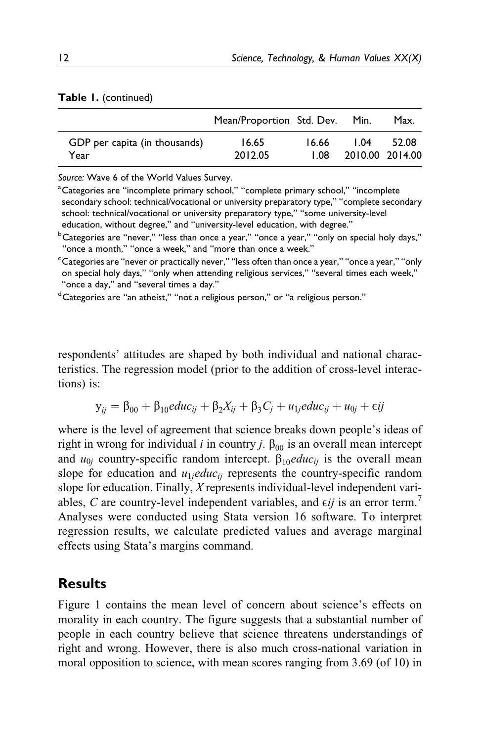**Table 1.** (continued)

| | Mean/Proportion | Std. Dev. | Min. | Max. |
|---|---|---|---|---|
| GDP per capita (in thousands) | 16.65 | 16.66 | 1.04 | 52.08 |
| Year | 2012.05 | 1.08 | 2010.00 | 2014.00 |

*Source:* Wave 6 of the World Values Survey.

[a] Categories are "incomplete primary school," "complete primary school," "incomplete secondary school: technical/vocational or university preparatory type," "complete secondary school: technical/vocational or university preparatory type," "some university-level education, without degree," and "university-level education, with degree."

[b] Categories are "never," "less than once a year," "once a year," "only on special holy days," "once a month," "once a week," and "more than once a week."

[c] Categories are "never or practically never," "less often than once a year," "once a year," "only on special holy days," "only when attending religious services," "several times each week," "once a day," and "several times a day."

[d] Categories are "an atheist," "not a religious person," or "a religious person."

respondents' attitudes are shaped by both individual and national characteristics. The regression model (prior to the addition of cross-level interactions) is:

$$y_{ij} = \beta_{00} + \beta_{10}educ_{ij} + \beta_2 X_{ij} + \beta_3 C_j + u_{1j}educ_{ij} + u_{0j} + \epsilon ij$$

where is the level of agreement that science breaks down people's ideas of right in wrong for individual $i$ in country $j$. $\beta_{00}$ is an overall mean intercept and $u_{0j}$ country-specific random intercept. $\beta_{10}educ_{ij}$ is the overall mean slope for education and $u_{1j}educ_{ij}$ represents the country-specific random slope for education. Finally, $X$ represents individual-level independent variables, $C$ are country-level independent variables, and $\epsilon ij$ is an error term.[7] Analyses were conducted using Stata version 16 software. To interpret regression results, we calculate predicted values and average marginal effects using Stata's margins command.

## Results

Figure 1 contains the mean level of concern about science's effects on morality in each country. The figure suggests that a substantial number of people in each country believe that science threatens understandings of right and wrong. However, there is also much cross-national variation in moral opposition to science, with mean scores ranging from 3.69 (of 10) in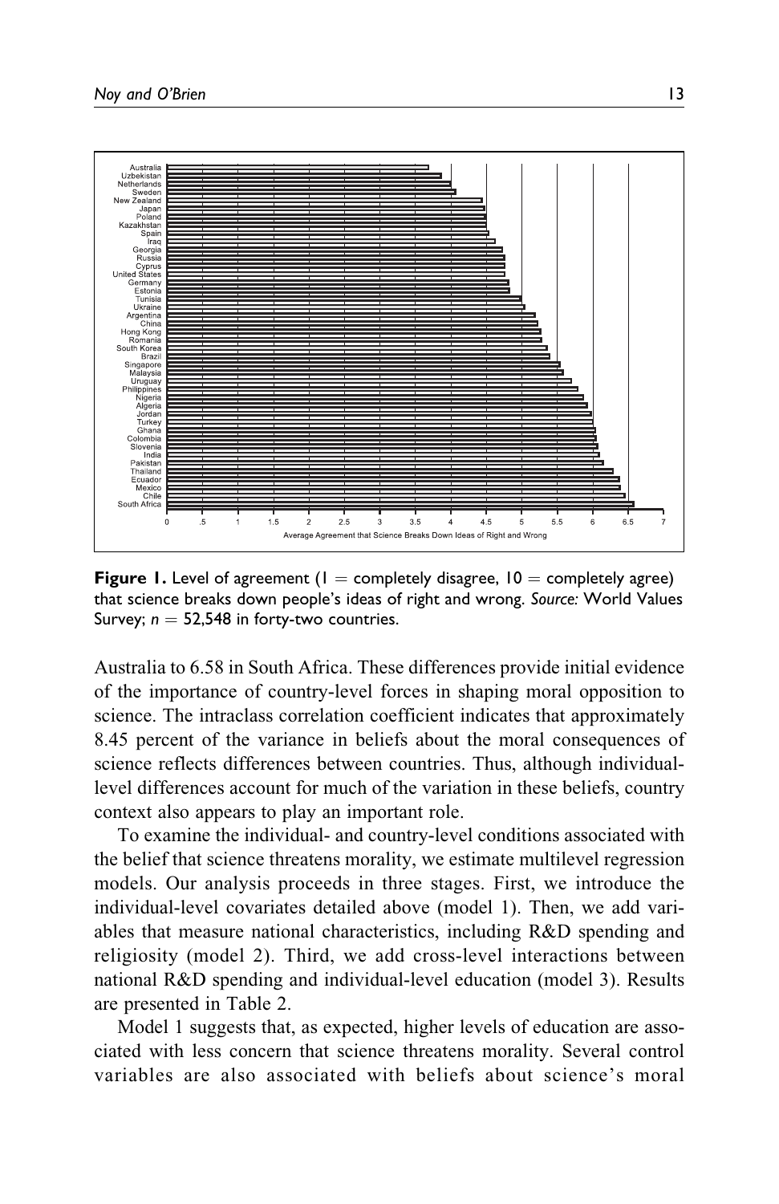Australia
Uzbekistan
Netherlands
Sweden
New Zealand
Japan
Poland
Kazakhstan
Spain
Iraq
Georgia
Russia
Cyprus
United States
Germany
Estonia
Tunisia
Ukraine
Argentina
China
Hong Kong
Romania
South Korea
Brazil
Singapore
Malaysia
Uruguay
Philippines
Nigeria
Algeria
Jordan
Turkey
Ghana
Colombia
Slovenia
India
Pakistan
Thailand
Ecuador
Mexico
Chile
South Africa

0 .5 1 1.5 2 2.5 3 3.5 4 4.5 5 5.5 6 6.5 7

Average Agreement that Science Breaks Down Ideas of Right and Wrong

**Figure 1.** Level of agreement (1 = completely disagree, 10 = completely agree) that science breaks down people's ideas of right and wrong. *Source:* World Values Survey; $n = 52{,}548$ in forty-two countries.

Australia to 6.58 in South Africa. These differences provide initial evidence of the importance of country-level forces in shaping moral opposition to science. The intraclass correlation coefficient indicates that approximately 8.45 percent of the variance in beliefs about the moral consequences of science reflects differences between countries. Thus, although individual-level differences account for much of the variation in these beliefs, country context also appears to play an important role.

To examine the individual- and country-level conditions associated with the belief that science threatens morality, we estimate multilevel regression models. Our analysis proceeds in three stages. First, we introduce the individual-level covariates detailed above (model 1). Then, we add variables that measure national characteristics, including R&D spending and religiosity (model 2). Third, we add cross-level interactions between national R&D spending and individual-level education (model 3). Results are presented in Table 2.

Model 1 suggests that, as expected, higher levels of education are associated with less concern that science threatens morality. Several control variables are also associated with beliefs about science's moral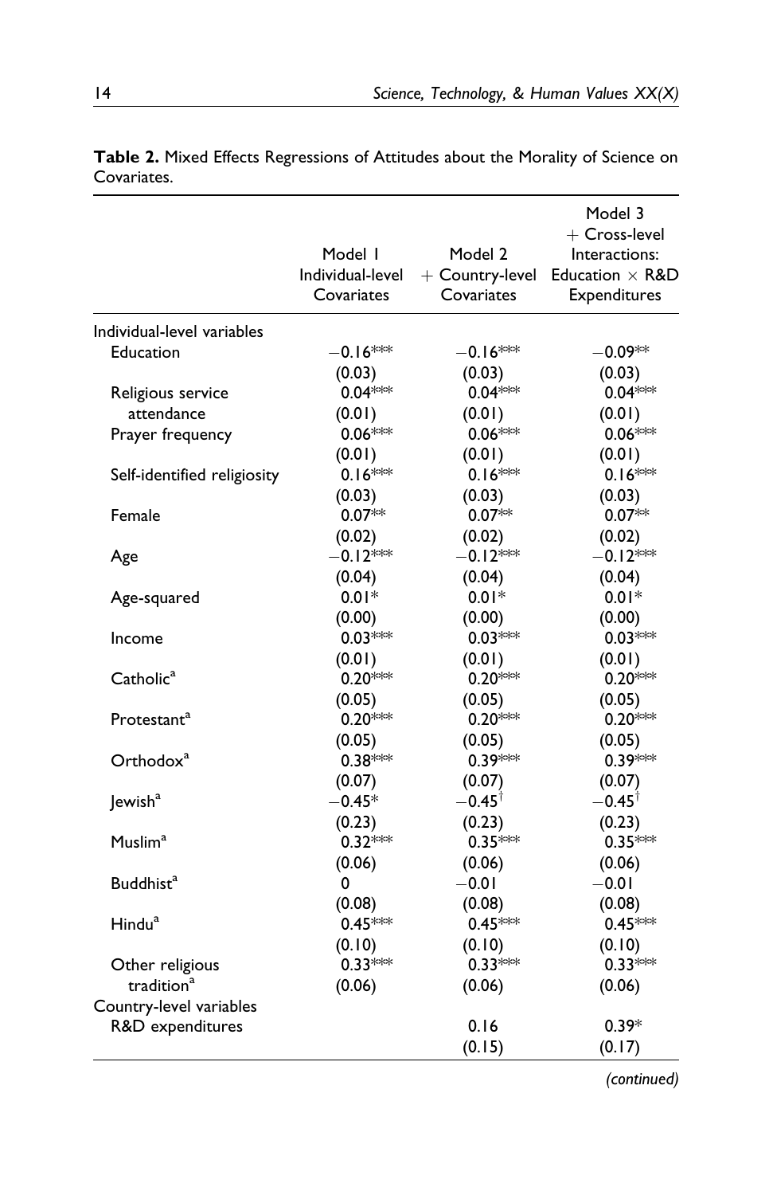**Table 2.** Mixed Effects Regressions of Attitudes about the Morality of Science on Covariates.

| | Model 1 Individual-level Covariates | Model 2 + Country-level Covariates | Model 3 + Cross-level Interactions: Education × R&D Expenditures |
|---|---|---|---|
| Individual-level variables | | | |
| Education | −0.16*** | −0.16*** | −0.09** |
| | (0.03) | (0.03) | (0.03) |
| Religious service attendance | 0.04*** | 0.04*** | 0.04*** |
| | (0.01) | (0.01) | (0.01) |
| Prayer frequency | 0.06*** | 0.06*** | 0.06*** |
| | (0.01) | (0.01) | (0.01) |
| Self-identified religiosity | 0.16*** | 0.16*** | 0.16*** |
| | (0.03) | (0.03) | (0.03) |
| Female | 0.07** | 0.07** | 0.07** |
| | (0.02) | (0.02) | (0.02) |
| Age | −0.12*** | −0.12*** | −0.12*** |
| | (0.04) | (0.04) | (0.04) |
| Age-squared | 0.01* | 0.01* | 0.01* |
| | (0.00) | (0.00) | (0.00) |
| Income | 0.03*** | 0.03*** | 0.03*** |
| | (0.01) | (0.01) | (0.01) |
| Catholic[a] | 0.20*** | 0.20*** | 0.20*** |
| | (0.05) | (0.05) | (0.05) |
| Protestant[a] | 0.20*** | 0.20*** | 0.20*** |
| | (0.05) | (0.05) | (0.05) |
| Orthodox[a] | 0.38*** | 0.39*** | 0.39*** |
| | (0.07) | (0.07) | (0.07) |
| Jewish[a] | −0.45* | −0.45[†] | −0.45[†] |
| | (0.23) | (0.23) | (0.23) |
| Muslim[a] | 0.32*** | 0.35*** | 0.35*** |
| | (0.06) | (0.06) | (0.06) |
| Buddhist[a] | 0 | −0.01 | −0.01 |
| | (0.08) | (0.08) | (0.08) |
| Hindu[a] | 0.45*** | 0.45*** | 0.45*** |
| | (0.10) | (0.10) | (0.10) |
| Other religious tradition[a] | 0.33*** | 0.33*** | 0.33*** |
| | (0.06) | (0.06) | (0.06) |
| Country-level variables | | | |
| R&D expenditures | | 0.16 | 0.39* |
| | | (0.15) | (0.17) |

*(continued)*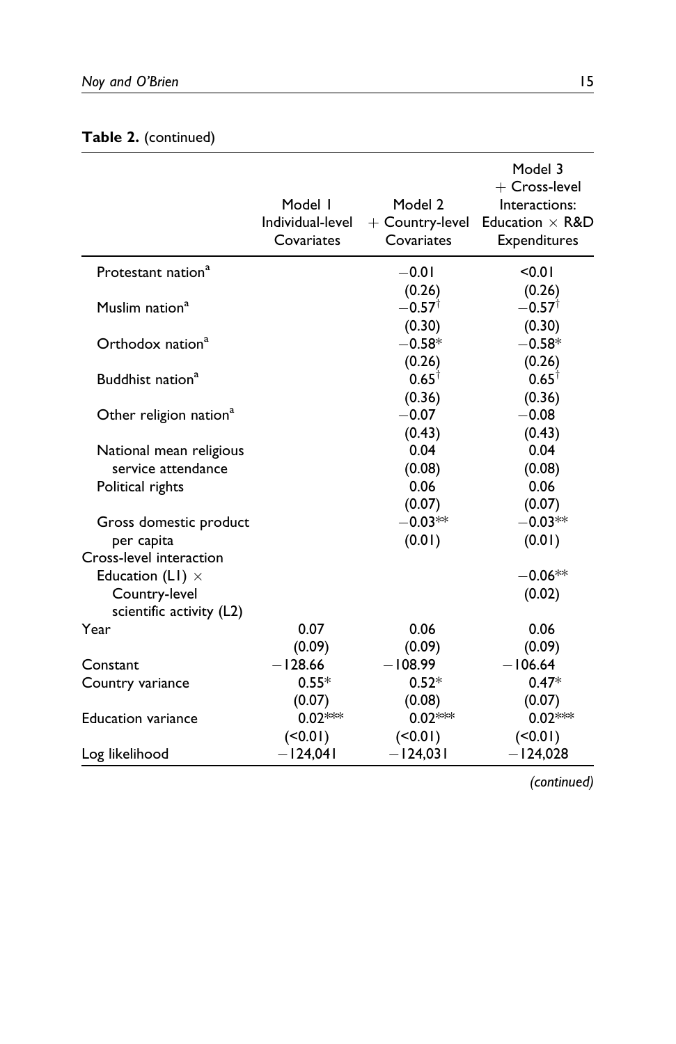**Table 2.** (continued)

| | Model 1 Individual-level Covariates | Model 2 + Country-level Covariates | Model 3 + Cross-level Interactions: Education × R&D Expenditures |
|---|---|---|---|
| Protestant nation[a] | | −0.01 | <0.01 |
| | | (0.26) | (0.26) |
| Muslim nation[a] | | −0.57[†] | −0.57[†] |
| | | (0.30) | (0.30) |
| Orthodox nation[a] | | −0.58* | −0.58* |
| | | (0.26) | (0.26) |
| Buddhist nation[a] | | 0.65[†] | 0.65[†] |
| | | (0.36) | (0.36) |
| Other religion nation[a] | | −0.07 | −0.08 |
| | | (0.43) | (0.43) |
| National mean religious service attendance | | 0.04 | 0.04 |
| | | (0.08) | (0.08) |
| Political rights | | 0.06 | 0.06 |
| | | (0.07) | (0.07) |
| Gross domestic product per capita | | −0.03** | −0.03** |
| | | (0.01) | (0.01) |
| Cross-level interaction | | | |
| Education (L1) × Country-level scientific activity (L2) | | | −0.06** |
| | | | (0.02) |
| Year | 0.07 | 0.06 | 0.06 |
| | (0.09) | (0.09) | (0.09) |
| Constant | −128.66 | −108.99 | −106.64 |
| Country variance | 0.55* | 0.52* | 0.47* |
| | (0.07) | (0.08) | (0.07) |
| Education variance | 0.02*** | 0.02*** | 0.02*** |
| | (<0.01) | (<0.01) | (<0.01) |
| Log likelihood | −124,041 | −124,031 | −124,028 |

*(continued)*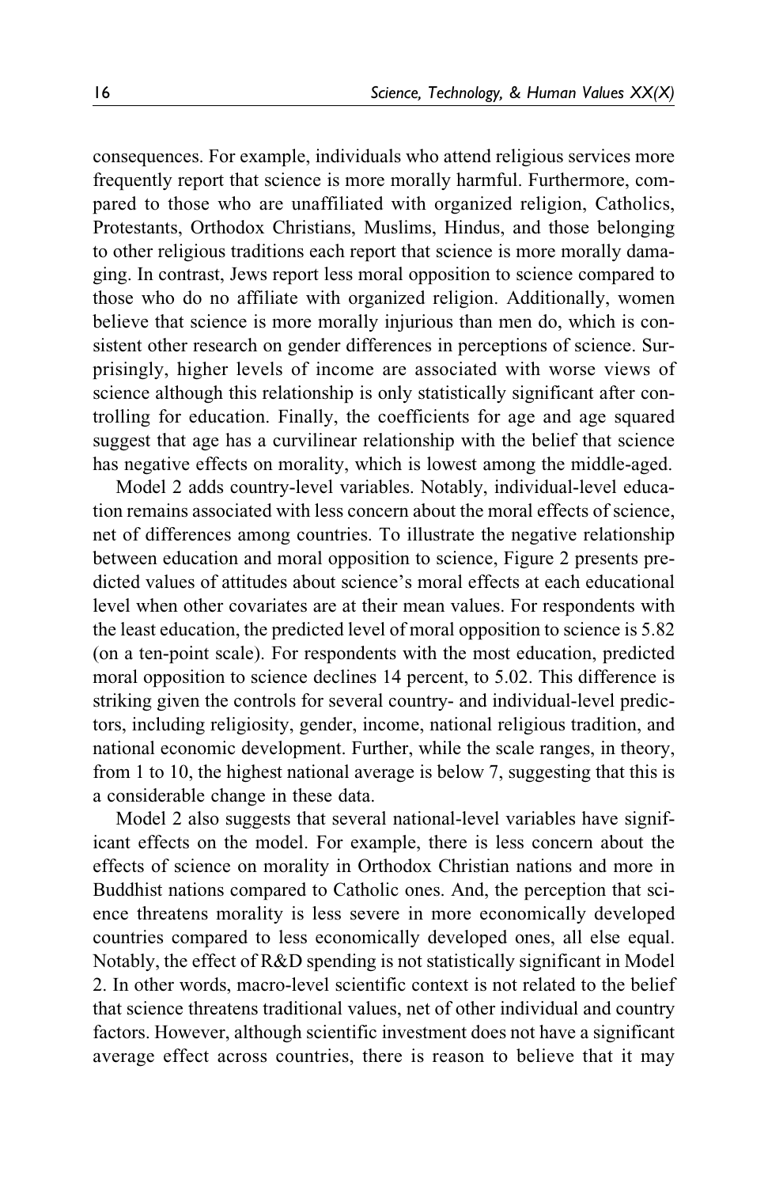consequences. For example, individuals who attend religious services more frequently report that science is more morally harmful. Furthermore, compared to those who are unaffiliated with organized religion, Catholics, Protestants, Orthodox Christians, Muslims, Hindus, and those belonging to other religious traditions each report that science is more morally damaging. In contrast, Jews report less moral opposition to science compared to those who do no affiliate with organized religion. Additionally, women believe that science is more morally injurious than men do, which is consistent other research on gender differences in perceptions of science. Surprisingly, higher levels of income are associated with worse views of science although this relationship is only statistically significant after controlling for education. Finally, the coefficients for age and age squared suggest that age has a curvilinear relationship with the belief that science has negative effects on morality, which is lowest among the middle-aged.

Model 2 adds country-level variables. Notably, individual-level education remains associated with less concern about the moral effects of science, net of differences among countries. To illustrate the negative relationship between education and moral opposition to science, Figure 2 presents predicted values of attitudes about science's moral effects at each educational level when other covariates are at their mean values. For respondents with the least education, the predicted level of moral opposition to science is 5.82 (on a ten-point scale). For respondents with the most education, predicted moral opposition to science declines 14 percent, to 5.02. This difference is striking given the controls for several country- and individual-level predictors, including religiosity, gender, income, national religious tradition, and national economic development. Further, while the scale ranges, in theory, from 1 to 10, the highest national average is below 7, suggesting that this is a considerable change in these data.

Model 2 also suggests that several national-level variables have significant effects on the model. For example, there is less concern about the effects of science on morality in Orthodox Christian nations and more in Buddhist nations compared to Catholic ones. And, the perception that science threatens morality is less severe in more economically developed countries compared to less economically developed ones, all else equal. Notably, the effect of R&D spending is not statistically significant in Model 2. In other words, macro-level scientific context is not related to the belief that science threatens traditional values, net of other individual and country factors. However, although scientific investment does not have a significant average effect across countries, there is reason to believe that it may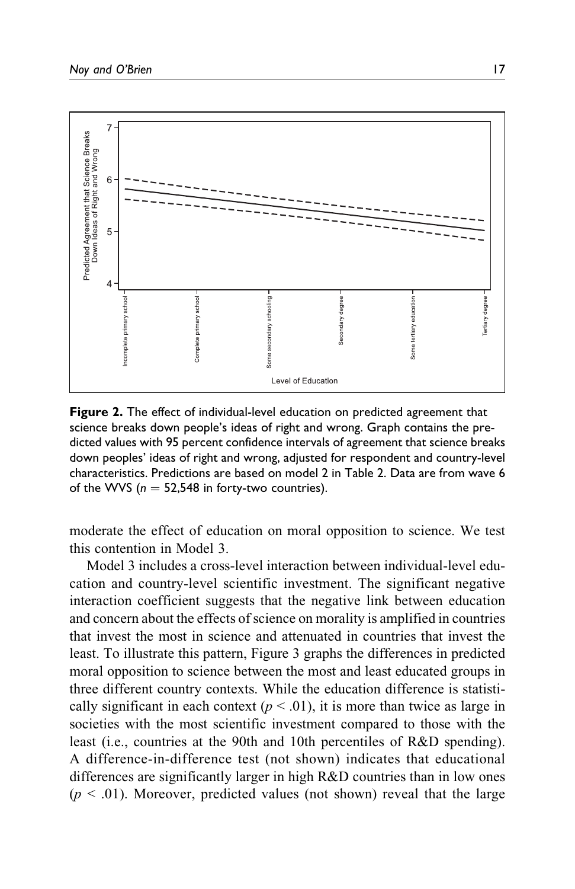Predicted Agreement that Science Breaks Down Ideas of Right and Wrong

7

6

5

4

Incomplete primary school

Complete primary school

Some secondary schooling

Secondary degree

Some tertiary education

Tertiary degree

Level of Education

**Figure 2.** The effect of individual-level education on predicted agreement that science breaks down people's ideas of right and wrong. Graph contains the predicted values with 95 percent confidence intervals of agreement that science breaks down peoples' ideas of right and wrong, adjusted for respondent and country-level characteristics. Predictions are based on model 2 in Table 2. Data are from wave 6 of the WVS ($n = 52{,}548$ in forty-two countries).

moderate the effect of education on moral opposition to science. We test this contention in Model 3.

Model 3 includes a cross-level interaction between individual-level education and country-level scientific investment. The significant negative interaction coefficient suggests that the negative link between education and concern about the effects of science on morality is amplified in countries that invest the most in science and attenuated in countries that invest the least. To illustrate this pattern, Figure 3 graphs the differences in predicted moral opposition to science between the most and least educated groups in three different country contexts. While the education difference is statistically significant in each context ($p < .01$), it is more than twice as large in societies with the most scientific investment compared to those with the least (i.e., countries at the 90th and 10th percentiles of R&D spending). A difference-in-difference test (not shown) indicates that educational differences are significantly larger in high R&D countries than in low ones ($p < .01$). Moreover, predicted values (not shown) reveal that the large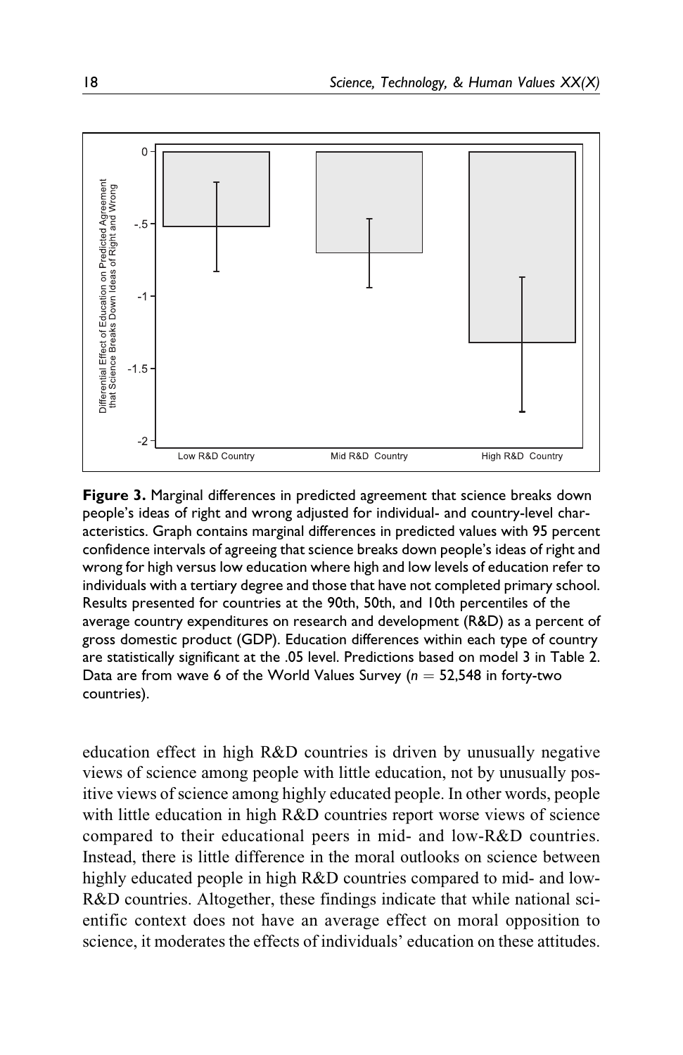0

-.5

-1

-1.5

-2

Differential Effect of Education on Predicted Agreement that Science Breaks Down Ideas of Right and Wrong

Low R&D Country

Mid R&D Country

High R&D Country

**Figure 3.** Marginal differences in predicted agreement that science breaks down people's ideas of right and wrong adjusted for individual- and country-level characteristics. Graph contains marginal differences in predicted values with 95 percent confidence intervals of agreeing that science breaks down people's ideas of right and wrong for high versus low education where high and low levels of education refer to individuals with a tertiary degree and those that have not completed primary school. Results presented for countries at the 90th, 50th, and 10th percentiles of the average country expenditures on research and development (R&D) as a percent of gross domestic product (GDP). Education differences within each type of country are statistically significant at the .05 level. Predictions based on model 3 in Table 2. Data are from wave 6 of the World Values Survey ($n = 52{,}548$ in forty-two countries).

education effect in high R&D countries is driven by unusually negative views of science among people with little education, not by unusually positive views of science among highly educated people. In other words, people with little education in high R&D countries report worse views of science compared to their educational peers in mid- and low-R&D countries. Instead, there is little difference in the moral outlooks on science between highly educated people in high R&D countries compared to mid- and low-R&D countries. Altogether, these findings indicate that while national scientific context does not have an average effect on moral opposition to science, it moderates the effects of individuals' education on these attitudes.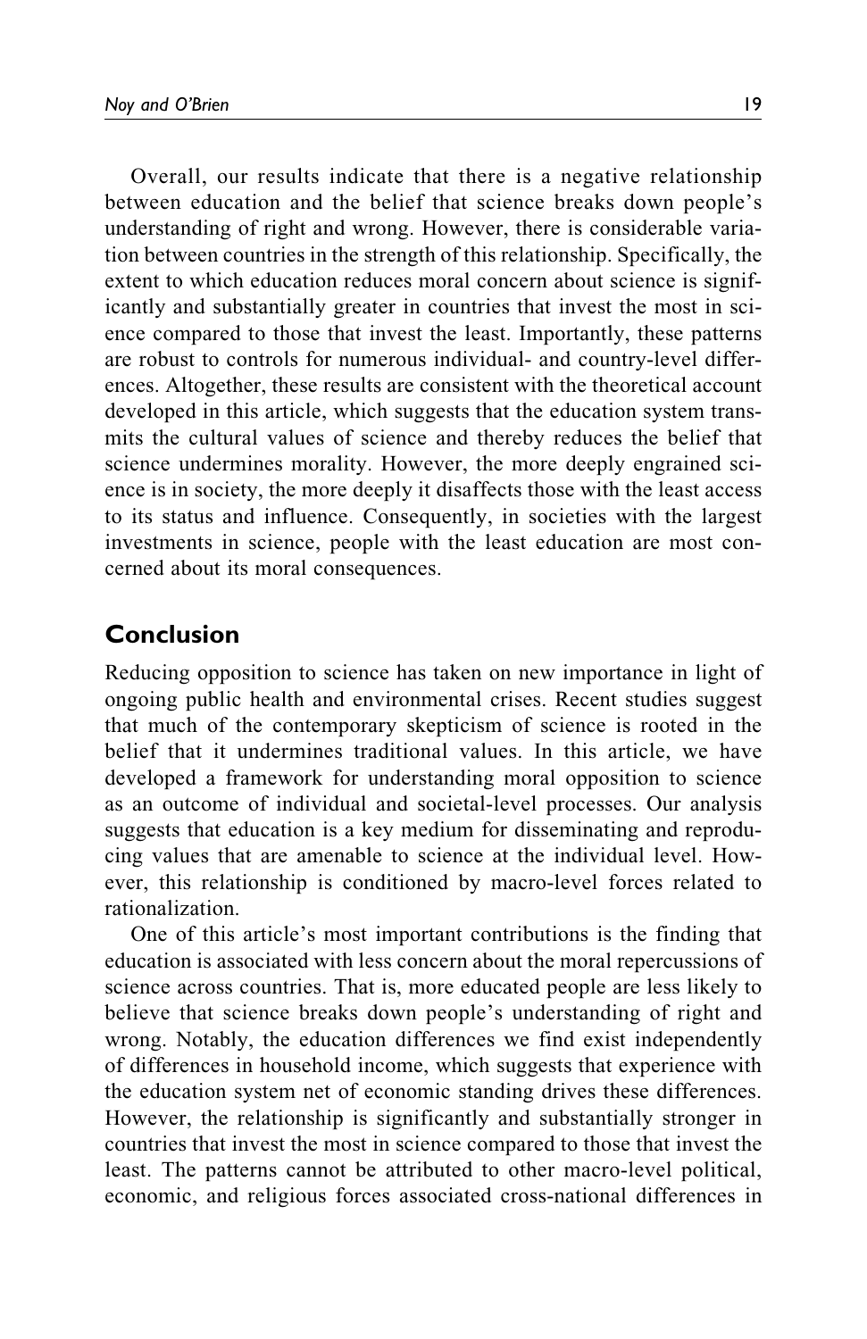Overall, our results indicate that there is a negative relationship between education and the belief that science breaks down people's understanding of right and wrong. However, there is considerable variation between countries in the strength of this relationship. Specifically, the extent to which education reduces moral concern about science is significantly and substantially greater in countries that invest the most in science compared to those that invest the least. Importantly, these patterns are robust to controls for numerous individual- and country-level differences. Altogether, these results are consistent with the theoretical account developed in this article, which suggests that the education system transmits the cultural values of science and thereby reduces the belief that science undermines morality. However, the more deeply engrained science is in society, the more deeply it disaffects those with the least access to its status and influence. Consequently, in societies with the largest investments in science, people with the least education are most concerned about its moral consequences.

## Conclusion

Reducing opposition to science has taken on new importance in light of ongoing public health and environmental crises. Recent studies suggest that much of the contemporary skepticism of science is rooted in the belief that it undermines traditional values. In this article, we have developed a framework for understanding moral opposition to science as an outcome of individual and societal-level processes. Our analysis suggests that education is a key medium for disseminating and reproducing values that are amenable to science at the individual level. However, this relationship is conditioned by macro-level forces related to rationalization.

One of this article's most important contributions is the finding that education is associated with less concern about the moral repercussions of science across countries. That is, more educated people are less likely to believe that science breaks down people's understanding of right and wrong. Notably, the education differences we find exist independently of differences in household income, which suggests that experience with the education system net of economic standing drives these differences. However, the relationship is significantly and substantially stronger in countries that invest the most in science compared to those that invest the least. The patterns cannot be attributed to other macro-level political, economic, and religious forces associated cross-national differences in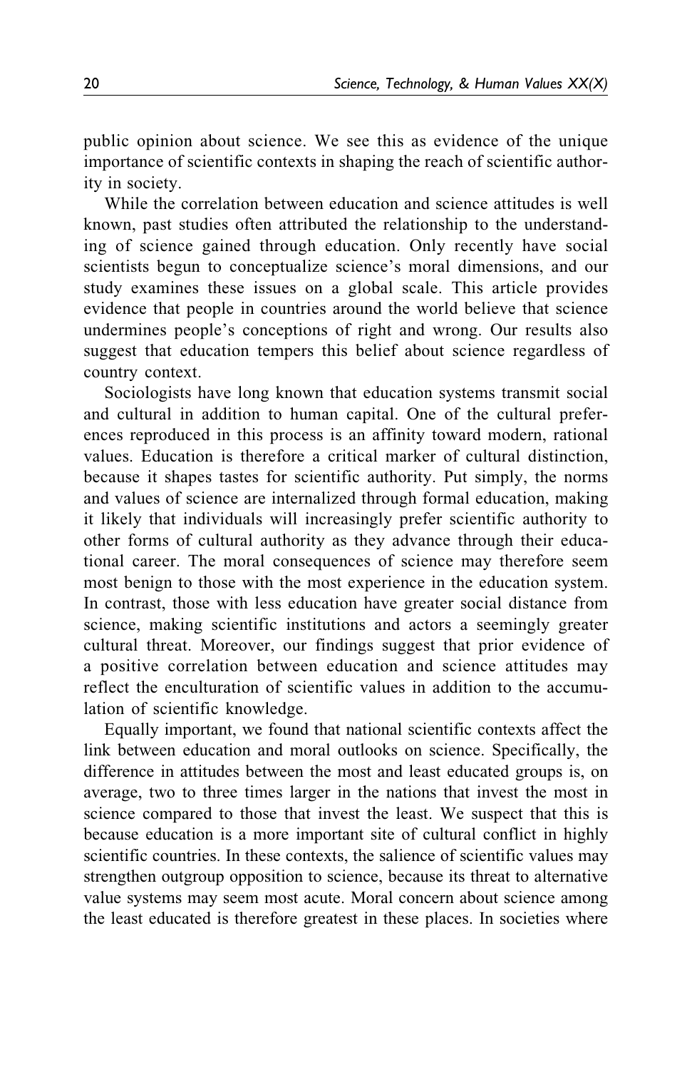public opinion about science. We see this as evidence of the unique importance of scientific contexts in shaping the reach of scientific authority in society.

While the correlation between education and science attitudes is well known, past studies often attributed the relationship to the understanding of science gained through education. Only recently have social scientists begun to conceptualize science's moral dimensions, and our study examines these issues on a global scale. This article provides evidence that people in countries around the world believe that science undermines people's conceptions of right and wrong. Our results also suggest that education tempers this belief about science regardless of country context.

Sociologists have long known that education systems transmit social and cultural in addition to human capital. One of the cultural preferences reproduced in this process is an affinity toward modern, rational values. Education is therefore a critical marker of cultural distinction, because it shapes tastes for scientific authority. Put simply, the norms and values of science are internalized through formal education, making it likely that individuals will increasingly prefer scientific authority to other forms of cultural authority as they advance through their educational career. The moral consequences of science may therefore seem most benign to those with the most experience in the education system. In contrast, those with less education have greater social distance from science, making scientific institutions and actors a seemingly greater cultural threat. Moreover, our findings suggest that prior evidence of a positive correlation between education and science attitudes may reflect the enculturation of scientific values in addition to the accumulation of scientific knowledge.

Equally important, we found that national scientific contexts affect the link between education and moral outlooks on science. Specifically, the difference in attitudes between the most and least educated groups is, on average, two to three times larger in the nations that invest the most in science compared to those that invest the least. We suspect that this is because education is a more important site of cultural conflict in highly scientific countries. In these contexts, the salience of scientific values may strengthen outgroup opposition to science, because its threat to alternative value systems may seem most acute. Moral concern about science among the least educated is therefore greatest in these places. In societies where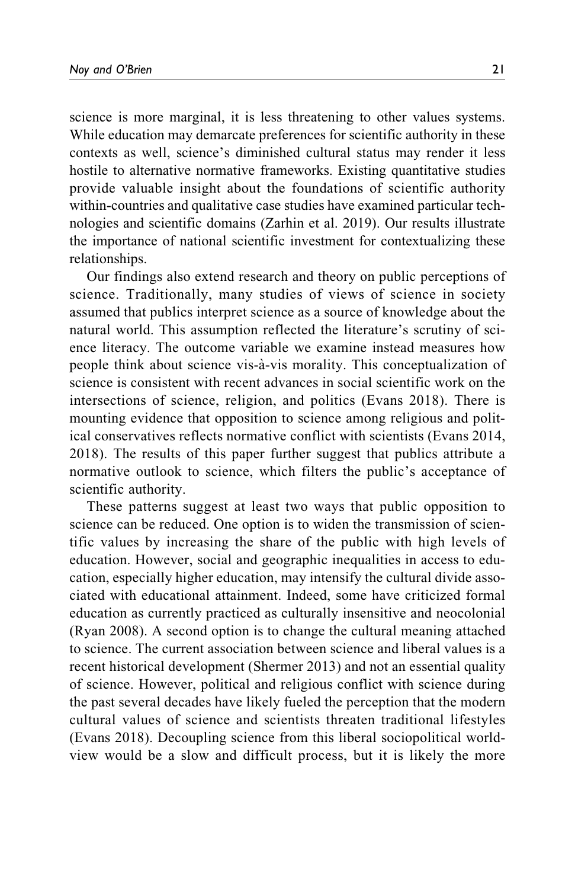science is more marginal, it is less threatening to other values systems. While education may demarcate preferences for scientific authority in these contexts as well, science's diminished cultural status may render it less hostile to alternative normative frameworks. Existing quantitative studies provide valuable insight about the foundations of scientific authority within-countries and qualitative case studies have examined particular technologies and scientific domains (Zarhin et al. 2019). Our results illustrate the importance of national scientific investment for contextualizing these relationships.

Our findings also extend research and theory on public perceptions of science. Traditionally, many studies of views of science in society assumed that publics interpret science as a source of knowledge about the natural world. This assumption reflected the literature's scrutiny of science literacy. The outcome variable we examine instead measures how people think about science vis-à-vis morality. This conceptualization of science is consistent with recent advances in social scientific work on the intersections of science, religion, and politics (Evans 2018). There is mounting evidence that opposition to science among religious and political conservatives reflects normative conflict with scientists (Evans 2014, 2018). The results of this paper further suggest that publics attribute a normative outlook to science, which filters the public's acceptance of scientific authority.

These patterns suggest at least two ways that public opposition to science can be reduced. One option is to widen the transmission of scientific values by increasing the share of the public with high levels of education. However, social and geographic inequalities in access to education, especially higher education, may intensify the cultural divide associated with educational attainment. Indeed, some have criticized formal education as currently practiced as culturally insensitive and neocolonial (Ryan 2008). A second option is to change the cultural meaning attached to science. The current association between science and liberal values is a recent historical development (Shermer 2013) and not an essential quality of science. However, political and religious conflict with science during the past several decades have likely fueled the perception that the modern cultural values of science and scientists threaten traditional lifestyles (Evans 2018). Decoupling science from this liberal sociopolitical worldview would be a slow and difficult process, but it is likely the more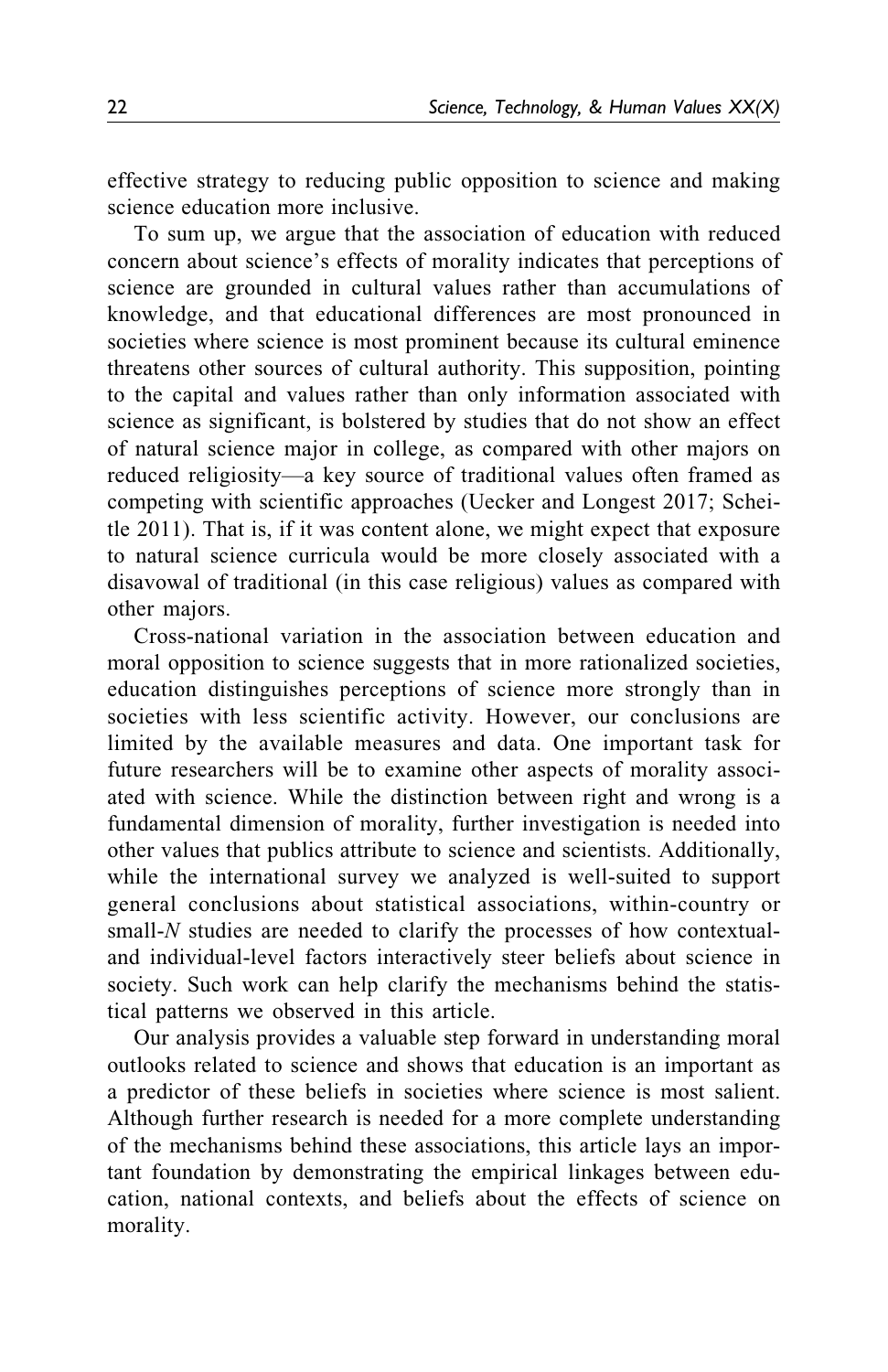effective strategy to reducing public opposition to science and making science education more inclusive.

To sum up, we argue that the association of education with reduced concern about science's effects of morality indicates that perceptions of science are grounded in cultural values rather than accumulations of knowledge, and that educational differences are most pronounced in societies where science is most prominent because its cultural eminence threatens other sources of cultural authority. This supposition, pointing to the capital and values rather than only information associated with science as significant, is bolstered by studies that do not show an effect of natural science major in college, as compared with other majors on reduced religiosity—a key source of traditional values often framed as competing with scientific approaches (Uecker and Longest 2017; Scheitle 2011). That is, if it was content alone, we might expect that exposure to natural science curricula would be more closely associated with a disavowal of traditional (in this case religious) values as compared with other majors.

Cross-national variation in the association between education and moral opposition to science suggests that in more rationalized societies, education distinguishes perceptions of science more strongly than in societies with less scientific activity. However, our conclusions are limited by the available measures and data. One important task for future researchers will be to examine other aspects of morality associated with science. While the distinction between right and wrong is a fundamental dimension of morality, further investigation is needed into other values that publics attribute to science and scientists. Additionally, while the international survey we analyzed is well-suited to support general conclusions about statistical associations, within-country or small-*N* studies are needed to clarify the processes of how contextual- and individual-level factors interactively steer beliefs about science in society. Such work can help clarify the mechanisms behind the statistical patterns we observed in this article.

Our analysis provides a valuable step forward in understanding moral outlooks related to science and shows that education is an important as a predictor of these beliefs in societies where science is most salient. Although further research is needed for a more complete understanding of the mechanisms behind these associations, this article lays an important foundation by demonstrating the empirical linkages between education, national contexts, and beliefs about the effects of science on morality.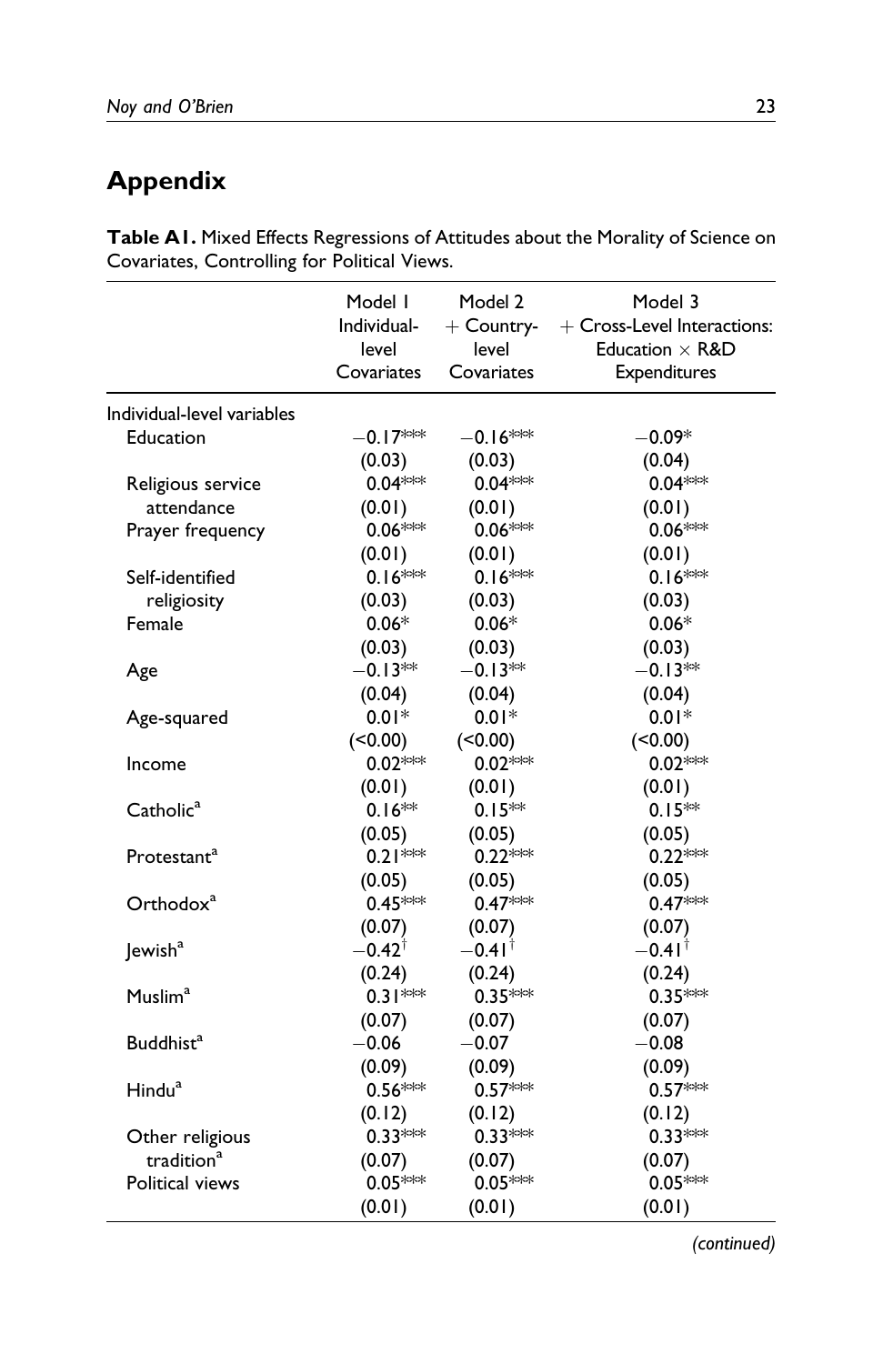## Appendix

**Table A1.** Mixed Effects Regressions of Attitudes about the Morality of Science on Covariates, Controlling for Political Views.

| | Model 1 Individual-level Covariates | Model 2 + Country-level Covariates | Model 3 + Cross-Level Interactions: Education × R&D Expenditures |
|---|---|---|---|
| Individual-level variables | | | |
| Education | −0.17*** | −0.16*** | −0.09* |
| | (0.03) | (0.03) | (0.04) |
| Religious service attendance | 0.04*** | 0.04*** | 0.04*** |
| | (0.01) | (0.01) | (0.01) |
| Prayer frequency | 0.06*** | 0.06*** | 0.06*** |
| | (0.01) | (0.01) | (0.01) |
| Self-identified religiosity | 0.16*** | 0.16*** | 0.16*** |
| | (0.03) | (0.03) | (0.03) |
| Female | 0.06* | 0.06* | 0.06* |
| | (0.03) | (0.03) | (0.03) |
| Age | −0.13** | −0.13** | −0.13** |
| | (0.04) | (0.04) | (0.04) |
| Age-squared | 0.01* | 0.01* | 0.01* |
| | (<0.00) | (<0.00) | (<0.00) |
| Income | 0.02*** | 0.02*** | 0.02*** |
| | (0.01) | (0.01) | (0.01) |
| Catholic[a] | 0.16** | 0.15** | 0.15** |
| | (0.05) | (0.05) | (0.05) |
| Protestant[a] | 0.21*** | 0.22*** | 0.22*** |
| | (0.05) | (0.05) | (0.05) |
| Orthodox[a] | 0.45*** | 0.47*** | 0.47*** |
| | (0.07) | (0.07) | (0.07) |
| Jewish[a] | −0.42[†] | −0.41[†] | −0.41[†] |
| | (0.24) | (0.24) | (0.24) |
| Muslim[a] | 0.31*** | 0.35*** | 0.35*** |
| | (0.07) | (0.07) | (0.07) |
| Buddhist[a] | −0.06 | −0.07 | −0.08 |
| | (0.09) | (0.09) | (0.09) |
| Hindu[a] | 0.56*** | 0.57*** | 0.57*** |
| | (0.12) | (0.12) | (0.12) |
| Other religious tradition[a] | 0.33*** | 0.33*** | 0.33*** |
| | (0.07) | (0.07) | (0.07) |
| Political views | 0.05*** | 0.05*** | 0.05*** |
| | (0.01) | (0.01) | (0.01) |

*(continued)*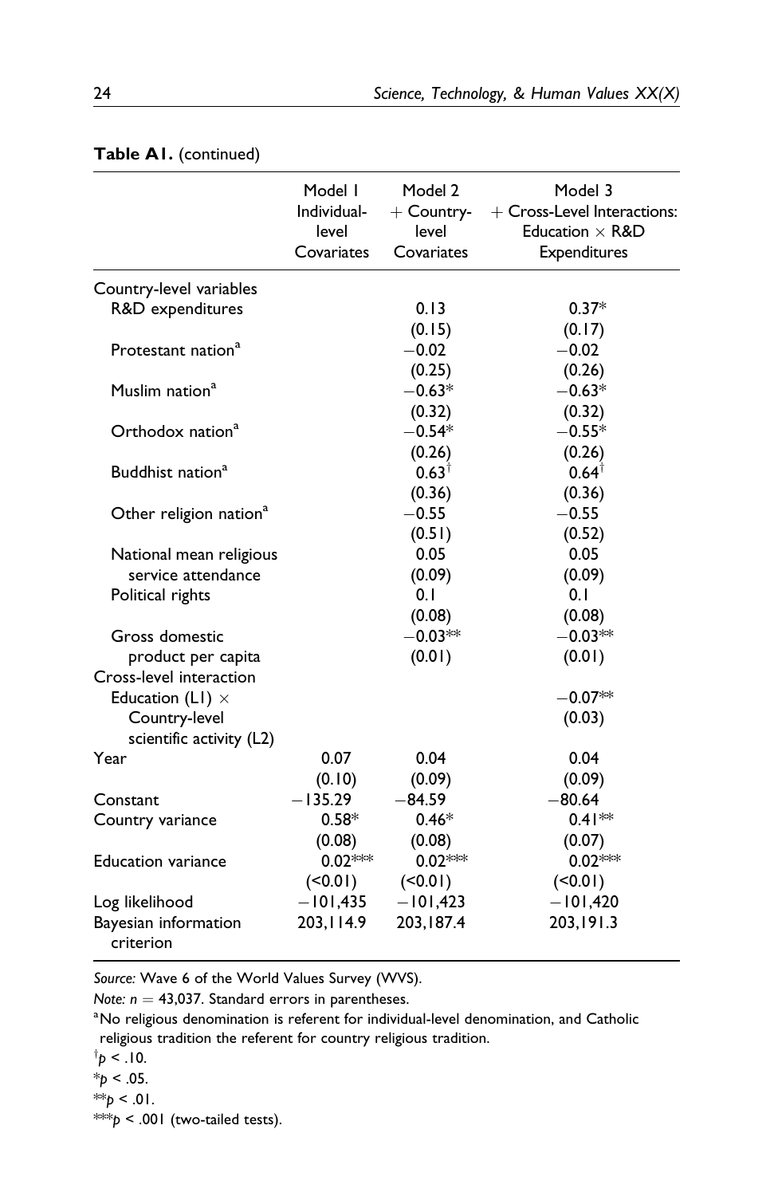**Table A1.** (continued)

| | Model 1 Individual-level Covariates | Model 2 + Country-level Covariates | Model 3 + Cross-Level Interactions: Education × R&D Expenditures |
|---|---|---|---|
| Country-level variables | | | |
| R&D expenditures | | 0.13 | 0.37* |
| | | (0.15) | (0.17) |
| Protestant nation[a] | | −0.02 | −0.02 |
| | | (0.25) | (0.26) |
| Muslim nation[a] | | −0.63* | −0.63* |
| | | (0.32) | (0.32) |
| Orthodox nation[a] | | −0.54* | −0.55* |
| | | (0.26) | (0.26) |
| Buddhist nation[a] | | 0.63[†] | 0.64[†] |
| | | (0.36) | (0.36) |
| Other religion nation[a] | | −0.55 | −0.55 |
| | | (0.51) | (0.52) |
| National mean religious service attendance | | 0.05 | 0.05 |
| | | (0.09) | (0.09) |
| Political rights | | 0.1 | 0.1 |
| | | (0.08) | (0.08) |
| Gross domestic product per capita | | −0.03** | −0.03** |
| | | (0.01) | (0.01) |
| Cross-level interaction | | | |
| Education (L1) × Country-level scientific activity (L2) | | | −0.07** |
| | | | (0.03) |
| Year | 0.07 | 0.04 | 0.04 |
| | (0.10) | (0.09) | (0.09) |
| Constant | −135.29 | −84.59 | −80.64 |
| Country variance | 0.58* | 0.46* | 0.41** |
| | (0.08) | (0.08) | (0.07) |
| Education variance | 0.02*** | 0.02*** | 0.02*** |
| | (<0.01) | (<0.01) | (<0.01) |
| Log likelihood | −101,435 | −101,423 | −101,420 |
| Bayesian information criterion | 203,114.9 | 203,187.4 | 203,191.3 |

*Source:* Wave 6 of the World Values Survey (WVS).

*Note:* $n = 43{,}037$. Standard errors in parentheses.

[a] No religious denomination is referent for individual-level denomination, and Catholic religious tradition the referent for country religious tradition.

[†] $p < .10$.

\* $p < .05$.

\*\* $p < .01$.

\*\*\* $p < .001$ (two-tailed tests).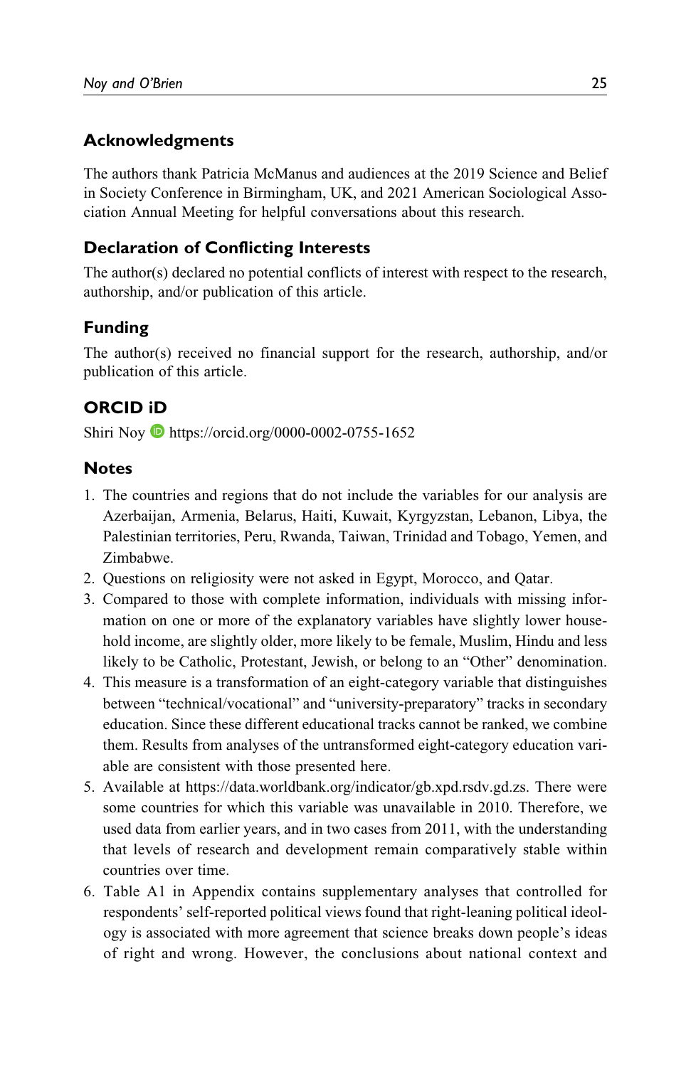## Acknowledgments

The authors thank Patricia McManus and audiences at the 2019 Science and Belief in Society Conference in Birmingham, UK, and 2021 American Sociological Association Annual Meeting for helpful conversations about this research.

## Declaration of Conflicting Interests

The author(s) declared no potential conflicts of interest with respect to the research, authorship, and/or publication of this article.

## Funding

The author(s) received no financial support for the research, authorship, and/or publication of this article.

## ORCID iD

Shiri Noy https://orcid.org/0000-0002-0755-1652

## Notes

1. The countries and regions that do not include the variables for our analysis are Azerbaijan, Armenia, Belarus, Haiti, Kuwait, Kyrgyzstan, Lebanon, Libya, the Palestinian territories, Peru, Rwanda, Taiwan, Trinidad and Tobago, Yemen, and Zimbabwe.
2. Questions on religiosity were not asked in Egypt, Morocco, and Qatar.
3. Compared to those with complete information, individuals with missing information on one or more of the explanatory variables have slightly lower household income, are slightly older, more likely to be female, Muslim, Hindu and less likely to be Catholic, Protestant, Jewish, or belong to an "Other" denomination.
4. This measure is a transformation of an eight-category variable that distinguishes between "technical/vocational" and "university-preparatory" tracks in secondary education. Since these different educational tracks cannot be ranked, we combine them. Results from analyses of the untransformed eight-category education variable are consistent with those presented here.
5. Available at https://data.worldbank.org/indicator/gb.xpd.rsdv.gd.zs. There were some countries for which this variable was unavailable in 2010. Therefore, we used data from earlier years, and in two cases from 2011, with the understanding that levels of research and development remain comparatively stable within countries over time.
6. Table A1 in Appendix contains supplementary analyses that controlled for respondents' self-reported political views found that right-leaning political ideology is associated with more agreement that science breaks down people's ideas of right and wrong. However, the conclusions about national context and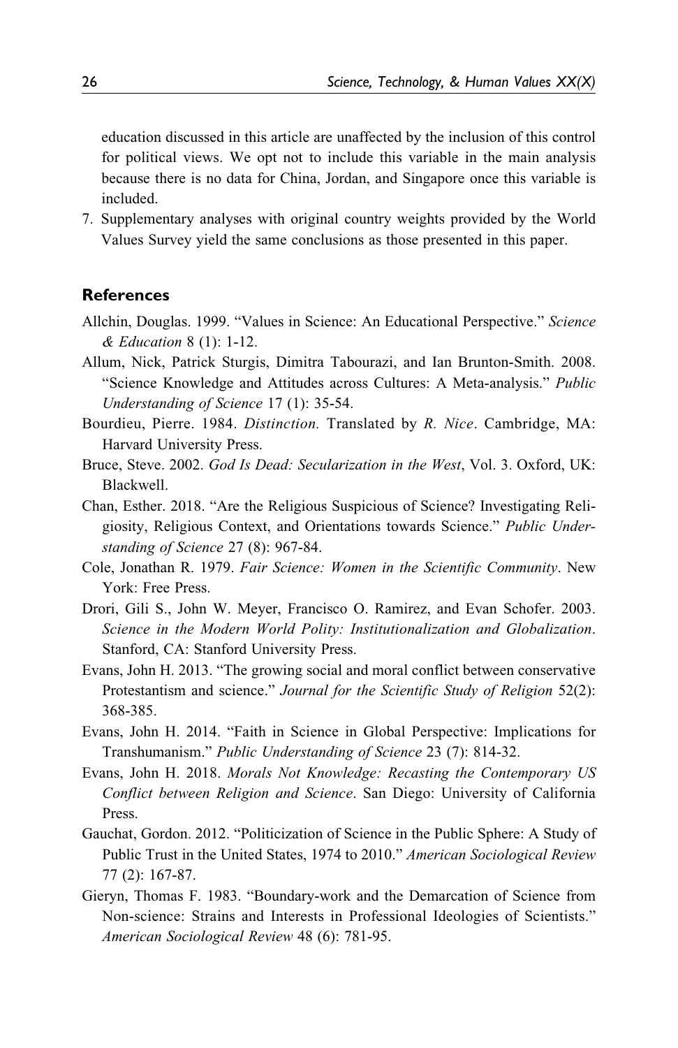education discussed in this article are unaffected by the inclusion of this control for political views. We opt not to include this variable in the main analysis because there is no data for China, Jordan, and Singapore once this variable is included.

7. Supplementary analyses with original country weights provided by the World Values Survey yield the same conclusions as those presented in this paper.

## References

Allchin, Douglas. 1999. "Values in Science: An Educational Perspective." *Science & Education* 8 (1): 1-12.

Allum, Nick, Patrick Sturgis, Dimitra Tabourazi, and Ian Brunton-Smith. 2008. "Science Knowledge and Attitudes across Cultures: A Meta-analysis." *Public Understanding of Science* 17 (1): 35-54.

Bourdieu, Pierre. 1984. *Distinction.* Translated by *R. Nice*. Cambridge, MA: Harvard University Press.

Bruce, Steve. 2002. *God Is Dead: Secularization in the West*, Vol. 3. Oxford, UK: Blackwell.

Chan, Esther. 2018. "Are the Religious Suspicious of Science? Investigating Religiosity, Religious Context, and Orientations towards Science." *Public Understanding of Science* 27 (8): 967-84.

Cole, Jonathan R. 1979. *Fair Science: Women in the Scientific Community*. New York: Free Press.

Drori, Gili S., John W. Meyer, Francisco O. Ramirez, and Evan Schofer. 2003. *Science in the Modern World Polity: Institutionalization and Globalization*. Stanford, CA: Stanford University Press.

Evans, John H. 2013. "The growing social and moral conflict between conservative Protestantism and science." *Journal for the Scientific Study of Religion* 52(2): 368-385.

Evans, John H. 2014. "Faith in Science in Global Perspective: Implications for Transhumanism." *Public Understanding of Science* 23 (7): 814-32.

Evans, John H. 2018. *Morals Not Knowledge: Recasting the Contemporary US Conflict between Religion and Science*. San Diego: University of California Press.

Gauchat, Gordon. 2012. "Politicization of Science in the Public Sphere: A Study of Public Trust in the United States, 1974 to 2010." *American Sociological Review* 77 (2): 167-87.

Gieryn, Thomas F. 1983. "Boundary-work and the Demarcation of Science from Non-science: Strains and Interests in Professional Ideologies of Scientists." *American Sociological Review* 48 (6): 781-95.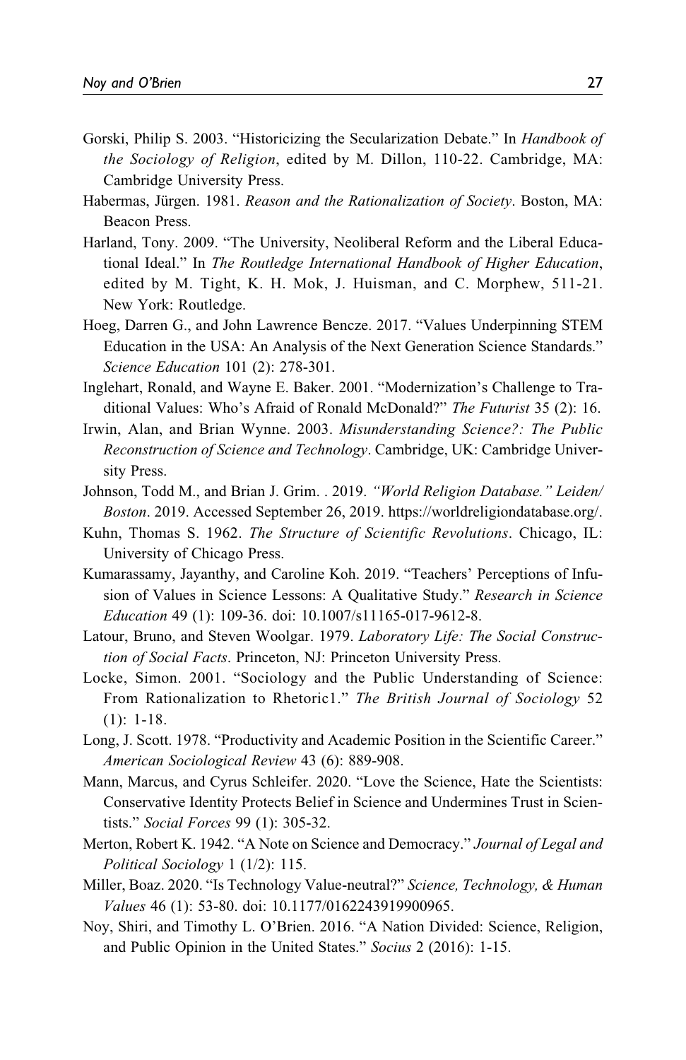Gorski, Philip S. 2003. "Historicizing the Secularization Debate." In *Handbook of the Sociology of Religion*, edited by M. Dillon, 110-22. Cambridge, MA: Cambridge University Press.

Habermas, Jürgen. 1981. *Reason and the Rationalization of Society*. Boston, MA: Beacon Press.

Harland, Tony. 2009. "The University, Neoliberal Reform and the Liberal Educational Ideal." In *The Routledge International Handbook of Higher Education*, edited by M. Tight, K. H. Mok, J. Huisman, and C. Morphew, 511-21. New York: Routledge.

Hoeg, Darren G., and John Lawrence Bencze. 2017. "Values Underpinning STEM Education in the USA: An Analysis of the Next Generation Science Standards." *Science Education* 101 (2): 278-301.

Inglehart, Ronald, and Wayne E. Baker. 2001. "Modernization's Challenge to Traditional Values: Who's Afraid of Ronald McDonald?" *The Futurist* 35 (2): 16.

Irwin, Alan, and Brian Wynne. 2003. *Misunderstanding Science?: The Public Reconstruction of Science and Technology*. Cambridge, UK: Cambridge University Press.

Johnson, Todd M., and Brian J. Grim. . 2019. *"World Religion Database." Leiden/Boston*. 2019. Accessed September 26, 2019. https://worldreligiondatabase.org/.

Kuhn, Thomas S. 1962. *The Structure of Scientific Revolutions*. Chicago, IL: University of Chicago Press.

Kumarassamy, Jayanthy, and Caroline Koh. 2019. "Teachers' Perceptions of Infusion of Values in Science Lessons: A Qualitative Study." *Research in Science Education* 49 (1): 109-36. doi: 10.1007/s11165-017-9612-8.

Latour, Bruno, and Steven Woolgar. 1979. *Laboratory Life: The Social Construction of Social Facts*. Princeton, NJ: Princeton University Press.

Locke, Simon. 2001. "Sociology and the Public Understanding of Science: From Rationalization to Rhetoric1." *The British Journal of Sociology* 52 (1): 1-18.

Long, J. Scott. 1978. "Productivity and Academic Position in the Scientific Career." *American Sociological Review* 43 (6): 889-908.

Mann, Marcus, and Cyrus Schleifer. 2020. "Love the Science, Hate the Scientists: Conservative Identity Protects Belief in Science and Undermines Trust in Scientists." *Social Forces* 99 (1): 305-32.

Merton, Robert K. 1942. "A Note on Science and Democracy." *Journal of Legal and Political Sociology* 1 (1/2): 115.

Miller, Boaz. 2020. "Is Technology Value-neutral?" *Science, Technology, & Human Values* 46 (1): 53-80. doi: 10.1177/0162243919900965.

Noy, Shiri, and Timothy L. O'Brien. 2016. "A Nation Divided: Science, Religion, and Public Opinion in the United States." *Socius* 2 (2016): 1-15.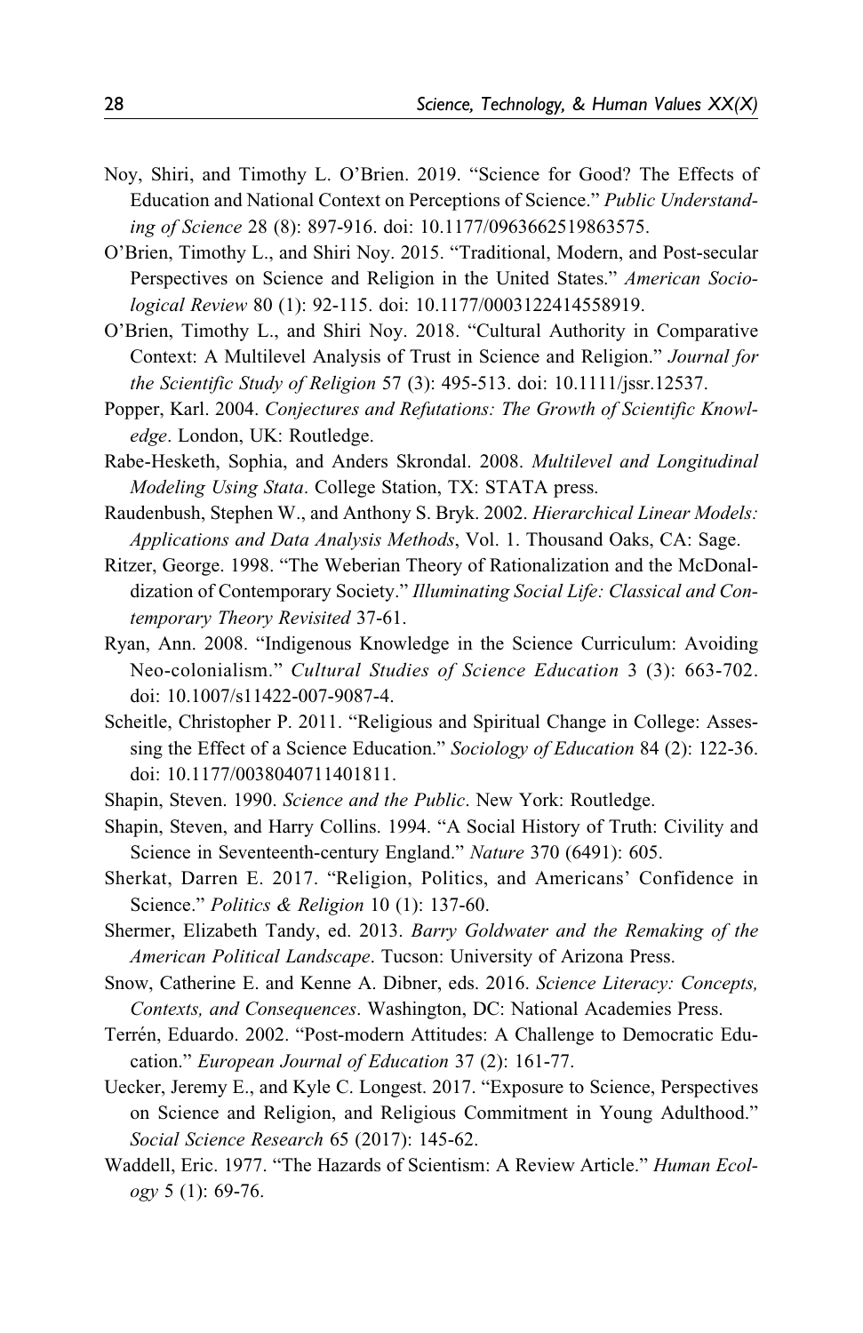Noy, Shiri, and Timothy L. O'Brien. 2019. "Science for Good? The Effects of Education and National Context on Perceptions of Science." *Public Understanding of Science* 28 (8): 897-916. doi: 10.1177/0963662519863575.

O'Brien, Timothy L., and Shiri Noy. 2015. "Traditional, Modern, and Post-secular Perspectives on Science and Religion in the United States." *American Sociological Review* 80 (1): 92-115. doi: 10.1177/0003122414558919.

O'Brien, Timothy L., and Shiri Noy. 2018. "Cultural Authority in Comparative Context: A Multilevel Analysis of Trust in Science and Religion." *Journal for the Scientific Study of Religion* 57 (3): 495-513. doi: 10.1111/jssr.12537.

Popper, Karl. 2004. *Conjectures and Refutations: The Growth of Scientific Knowledge*. London, UK: Routledge.

Rabe-Hesketh, Sophia, and Anders Skrondal. 2008. *Multilevel and Longitudinal Modeling Using Stata*. College Station, TX: STATA press.

Raudenbush, Stephen W., and Anthony S. Bryk. 2002. *Hierarchical Linear Models: Applications and Data Analysis Methods*, Vol. 1. Thousand Oaks, CA: Sage.

Ritzer, George. 1998. "The Weberian Theory of Rationalization and the McDonaldization of Contemporary Society." *Illuminating Social Life: Classical and Contemporary Theory Revisited* 37-61.

Ryan, Ann. 2008. "Indigenous Knowledge in the Science Curriculum: Avoiding Neo-colonialism." *Cultural Studies of Science Education* 3 (3): 663-702. doi: 10.1007/s11422-007-9087-4.

Scheitle, Christopher P. 2011. "Religious and Spiritual Change in College: Assessing the Effect of a Science Education." *Sociology of Education* 84 (2): 122-36. doi: 10.1177/0038040711401811.

Shapin, Steven. 1990. *Science and the Public*. New York: Routledge.

Shapin, Steven, and Harry Collins. 1994. "A Social History of Truth: Civility and Science in Seventeenth-century England." *Nature* 370 (6491): 605.

Sherkat, Darren E. 2017. "Religion, Politics, and Americans' Confidence in Science." *Politics & Religion* 10 (1): 137-60.

Shermer, Elizabeth Tandy, ed. 2013. *Barry Goldwater and the Remaking of the American Political Landscape*. Tucson: University of Arizona Press.

Snow, Catherine E. and Kenne A. Dibner, eds. 2016. *Science Literacy: Concepts, Contexts, and Consequences*. Washington, DC: National Academies Press.

Terrén, Eduardo. 2002. "Post-modern Attitudes: A Challenge to Democratic Education." *European Journal of Education* 37 (2): 161-77.

Uecker, Jeremy E., and Kyle C. Longest. 2017. "Exposure to Science, Perspectives on Science and Religion, and Religious Commitment in Young Adulthood." *Social Science Research* 65 (2017): 145-62.

Waddell, Eric. 1977. "The Hazards of Scientism: A Review Article." *Human Ecology* 5 (1): 69-76.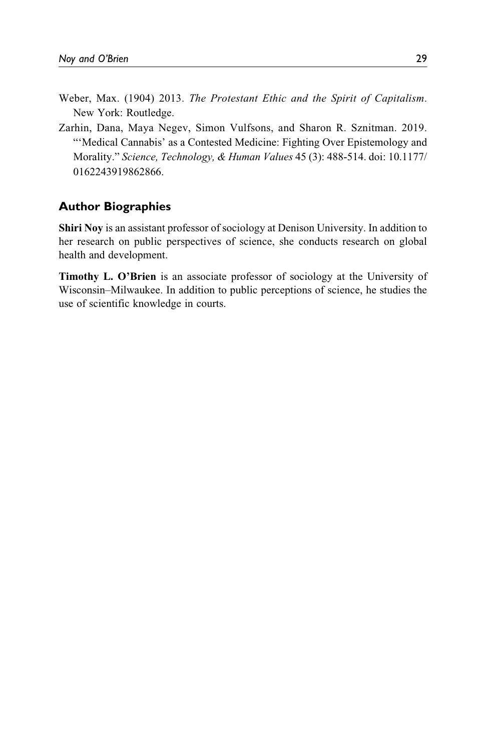Weber, Max. (1904) 2013. *The Protestant Ethic and the Spirit of Capitalism*. New York: Routledge.

Zarhin, Dana, Maya Negev, Simon Vulfsons, and Sharon R. Sznitman. 2019. "'Medical Cannabis' as a Contested Medicine: Fighting Over Epistemology and Morality." *Science, Technology, & Human Values* 45 (3): 488-514. doi: 10.1177/0162243919862866.

## Author Biographies

**Shiri Noy** is an assistant professor of sociology at Denison University. In addition to her research on public perspectives of science, she conducts research on global health and development.

**Timothy L. O'Brien** is an associate professor of sociology at the University of Wisconsin–Milwaukee. In addition to public perceptions of science, he studies the use of scientific knowledge in courts.